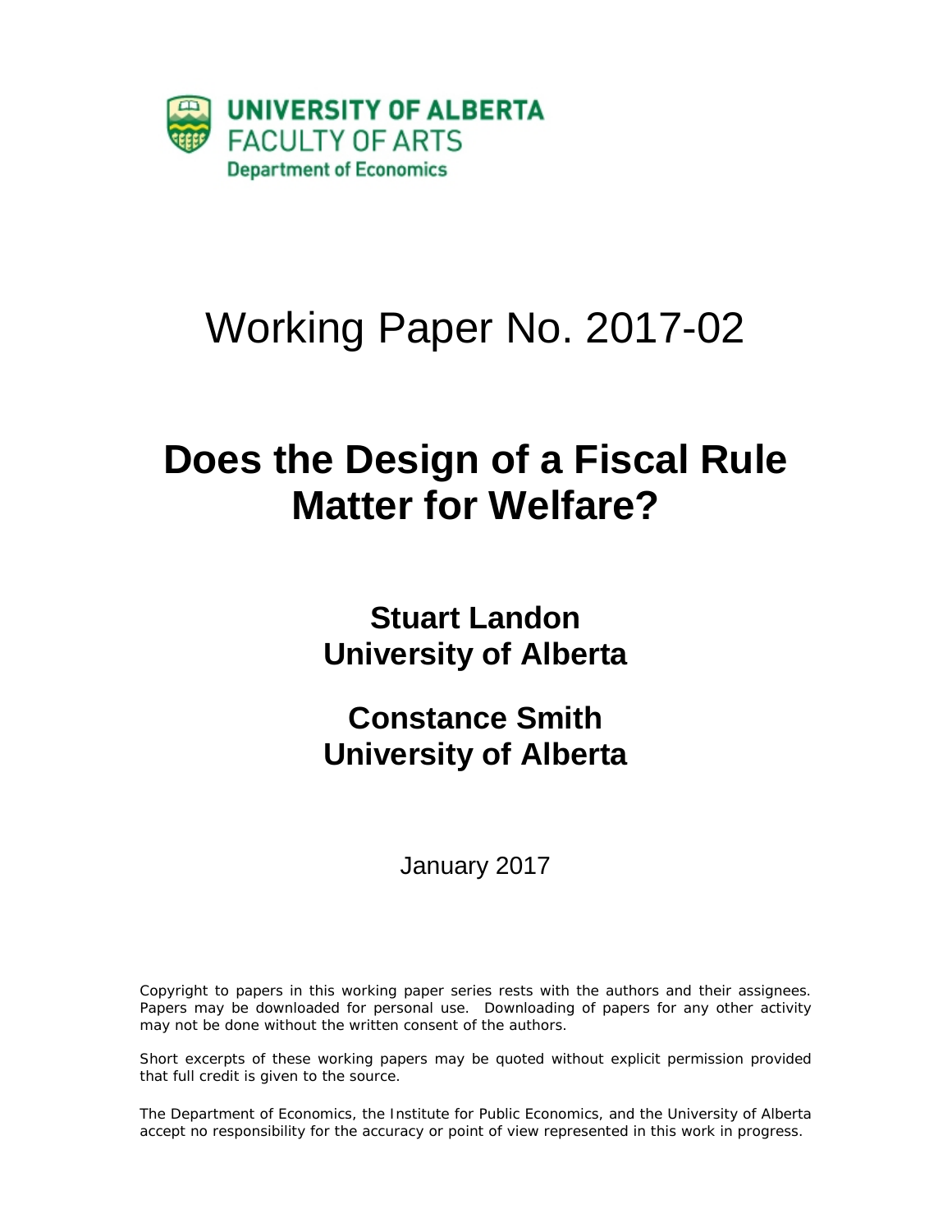UNIVERSITY OF ALBERTA
FACULTY OF ARTS
Department of Economics

# Working Paper No. 2017-02

# Does the Design of a Fiscal Rule Matter for Welfare?

**Stuart Landon**
**University of Alberta**

**Constance Smith**
**University of Alberta**

January 2017

Copyright to papers in this working paper series rests with the authors and their assignees. Papers may be downloaded for personal use. Downloading of papers for any other activity may not be done without the written consent of the authors.

Short excerpts of these working papers may be quoted without explicit permission provided that full credit is given to the source.

The Department of Economics, the Institute for Public Economics, and the University of Alberta accept no responsibility for the accuracy or point of view represented in this work in progress.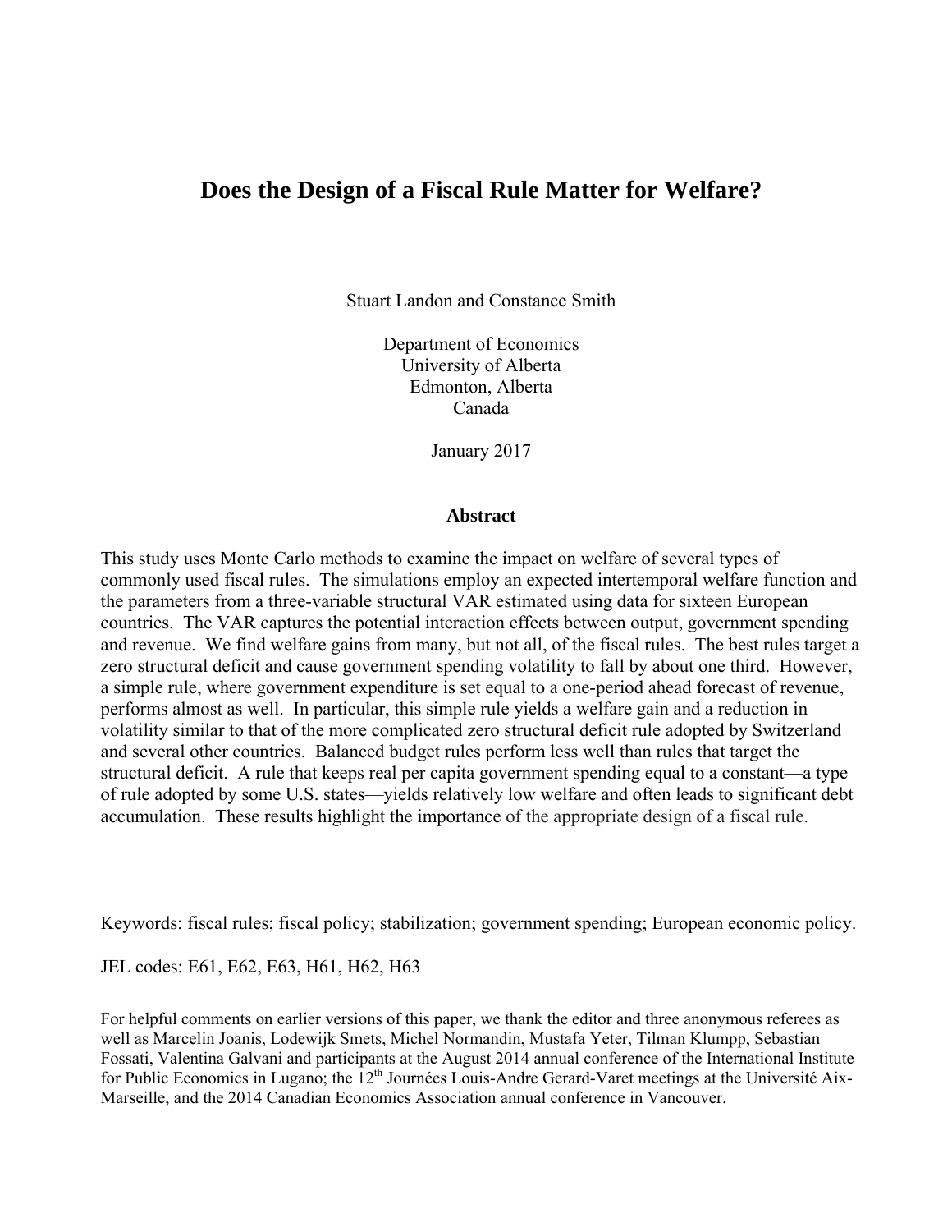# Does the Design of a Fiscal Rule Matter for Welfare?

Stuart Landon and Constance Smith

Department of Economics
University of Alberta
Edmonton, Alberta
Canada

January 2017

## Abstract

This study uses Monte Carlo methods to examine the impact on welfare of several types of commonly used fiscal rules. The simulations employ an expected intertemporal welfare function and the parameters from a three-variable structural VAR estimated using data for sixteen European countries. The VAR captures the potential interaction effects between output, government spending and revenue. We find welfare gains from many, but not all, of the fiscal rules. The best rules target a zero structural deficit and cause government spending volatility to fall by about one third. However, a simple rule, where government expenditure is set equal to a one-period ahead forecast of revenue, performs almost as well. In particular, this simple rule yields a welfare gain and a reduction in volatility similar to that of the more complicated zero structural deficit rule adopted by Switzerland and several other countries. Balanced budget rules perform less well than rules that target the structural deficit. A rule that keeps real per capita government spending equal to a constant—a type of rule adopted by some U.S. states—yields relatively low welfare and often leads to significant debt accumulation. These results highlight the importance of the appropriate design of a fiscal rule.

Keywords: fiscal rules; fiscal policy; stabilization; government spending; European economic policy.

JEL codes: E61, E62, E63, H61, H62, H63

For helpful comments on earlier versions of this paper, we thank the editor and three anonymous referees as well as Marcelin Joanis, Lodewijk Smets, Michel Normandin, Mustafa Yeter, Tilman Klumpp, Sebastian Fossati, Valentina Galvani and participants at the August 2014 annual conference of the International Institute for Public Economics in Lugano; the 12th Journées Louis-Andre Gerard-Varet meetings at the Université Aix-Marseille, and the 2014 Canadian Economics Association annual conference in Vancouver.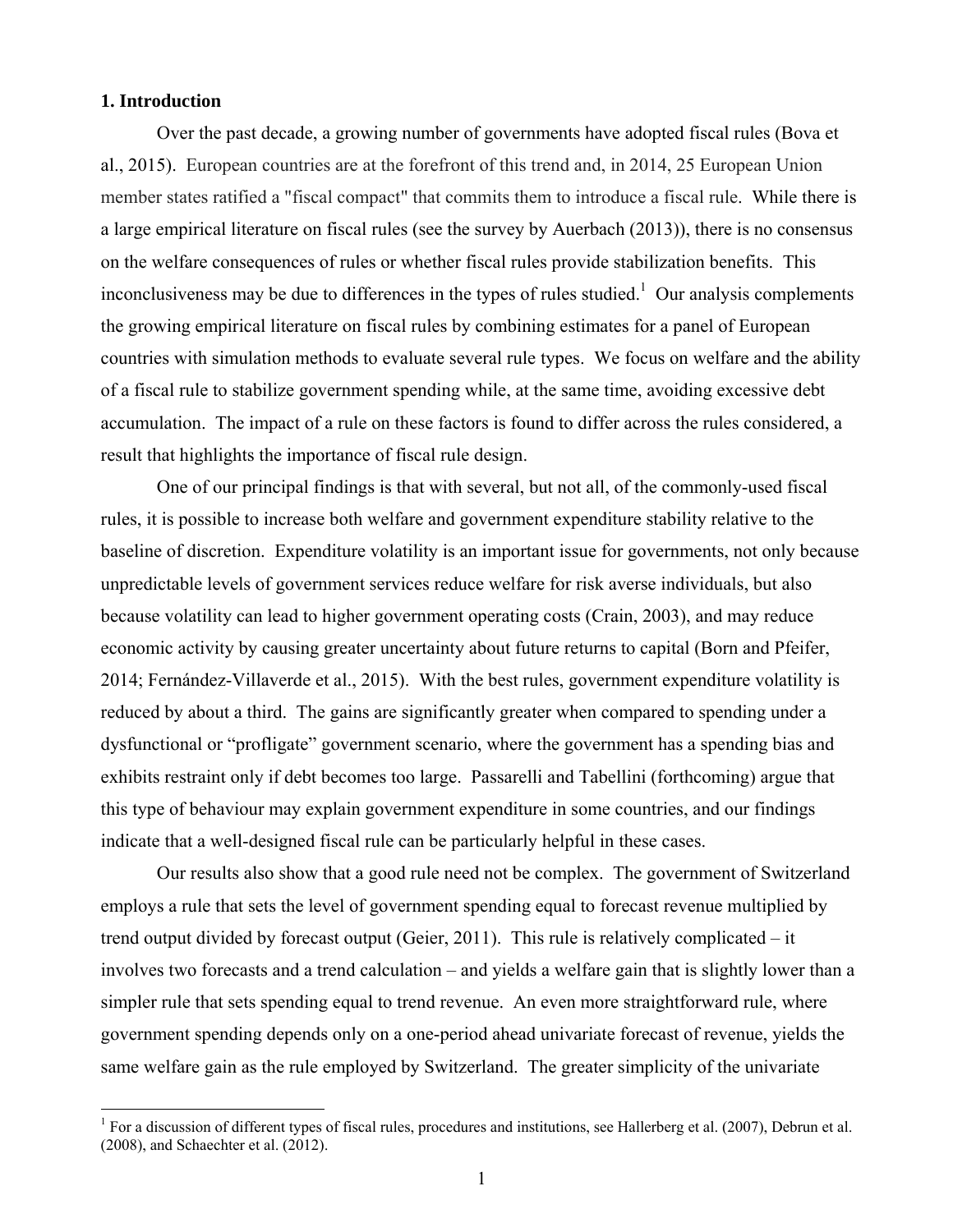## 1. Introduction

Over the past decade, a growing number of governments have adopted fiscal rules (Bova et al., 2015). European countries are at the forefront of this trend and, in 2014, 25 European Union member states ratified a "fiscal compact" that commits them to introduce a fiscal rule. While there is a large empirical literature on fiscal rules (see the survey by Auerbach (2013)), there is no consensus on the welfare consequences of rules or whether fiscal rules provide stabilization benefits. This inconclusiveness may be due to differences in the types of rules studied.[1] Our analysis complements the growing empirical literature on fiscal rules by combining estimates for a panel of European countries with simulation methods to evaluate several rule types. We focus on welfare and the ability of a fiscal rule to stabilize government spending while, at the same time, avoiding excessive debt accumulation. The impact of a rule on these factors is found to differ across the rules considered, a result that highlights the importance of fiscal rule design.

One of our principal findings is that with several, but not all, of the commonly-used fiscal rules, it is possible to increase both welfare and government expenditure stability relative to the baseline of discretion. Expenditure volatility is an important issue for governments, not only because unpredictable levels of government services reduce welfare for risk averse individuals, but also because volatility can lead to higher government operating costs (Crain, 2003), and may reduce economic activity by causing greater uncertainty about future returns to capital (Born and Pfeifer, 2014; Fernández-Villaverde et al., 2015). With the best rules, government expenditure volatility is reduced by about a third. The gains are significantly greater when compared to spending under a dysfunctional or "profligate" government scenario, where the government has a spending bias and exhibits restraint only if debt becomes too large. Passarelli and Tabellini (forthcoming) argue that this type of behaviour may explain government expenditure in some countries, and our findings indicate that a well-designed fiscal rule can be particularly helpful in these cases.

Our results also show that a good rule need not be complex. The government of Switzerland employs a rule that sets the level of government spending equal to forecast revenue multiplied by trend output divided by forecast output (Geier, 2011). This rule is relatively complicated – it involves two forecasts and a trend calculation – and yields a welfare gain that is slightly lower than a simpler rule that sets spending equal to trend revenue. An even more straightforward rule, where government spending depends only on a one-period ahead univariate forecast of revenue, yields the same welfare gain as the rule employed by Switzerland. The greater simplicity of the univariate

---

[1] For a discussion of different types of fiscal rules, procedures and institutions, see Hallerberg et al. (2007), Debrun et al. (2008), and Schaechter et al. (2012).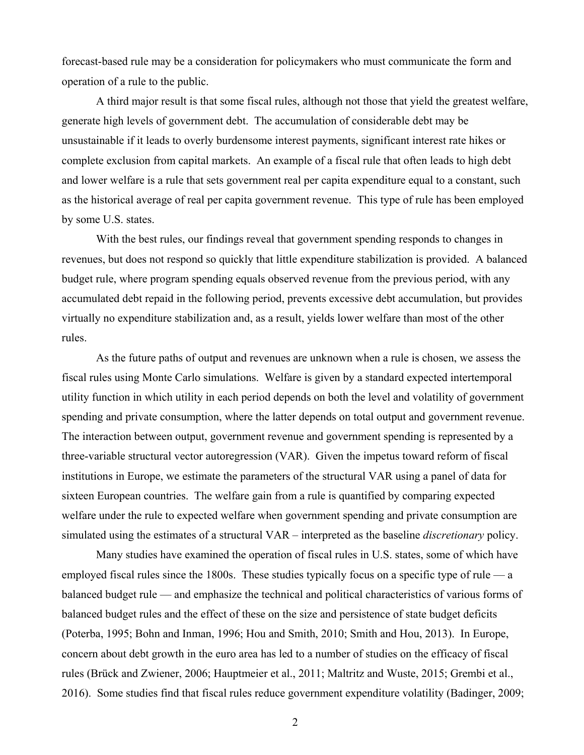forecast-based rule may be a consideration for policymakers who must communicate the form and operation of a rule to the public.

A third major result is that some fiscal rules, although not those that yield the greatest welfare, generate high levels of government debt. The accumulation of considerable debt may be unsustainable if it leads to overly burdensome interest payments, significant interest rate hikes or complete exclusion from capital markets. An example of a fiscal rule that often leads to high debt and lower welfare is a rule that sets government real per capita expenditure equal to a constant, such as the historical average of real per capita government revenue. This type of rule has been employed by some U.S. states.

With the best rules, our findings reveal that government spending responds to changes in revenues, but does not respond so quickly that little expenditure stabilization is provided. A balanced budget rule, where program spending equals observed revenue from the previous period, with any accumulated debt repaid in the following period, prevents excessive debt accumulation, but provides virtually no expenditure stabilization and, as a result, yields lower welfare than most of the other rules.

As the future paths of output and revenues are unknown when a rule is chosen, we assess the fiscal rules using Monte Carlo simulations. Welfare is given by a standard expected intertemporal utility function in which utility in each period depends on both the level and volatility of government spending and private consumption, where the latter depends on total output and government revenue. The interaction between output, government revenue and government spending is represented by a three-variable structural vector autoregression (VAR). Given the impetus toward reform of fiscal institutions in Europe, we estimate the parameters of the structural VAR using a panel of data for sixteen European countries. The welfare gain from a rule is quantified by comparing expected welfare under the rule to expected welfare when government spending and private consumption are simulated using the estimates of a structural VAR – interpreted as the baseline *discretionary* policy.

Many studies have examined the operation of fiscal rules in U.S. states, some of which have employed fiscal rules since the 1800s. These studies typically focus on a specific type of rule — a balanced budget rule — and emphasize the technical and political characteristics of various forms of balanced budget rules and the effect of these on the size and persistence of state budget deficits (Poterba, 1995; Bohn and Inman, 1996; Hou and Smith, 2010; Smith and Hou, 2013). In Europe, concern about debt growth in the euro area has led to a number of studies on the efficacy of fiscal rules (Brück and Zwiener, 2006; Hauptmeier et al., 2011; Maltritz and Wuste, 2015; Grembi et al., 2016). Some studies find that fiscal rules reduce government expenditure volatility (Badinger, 2009;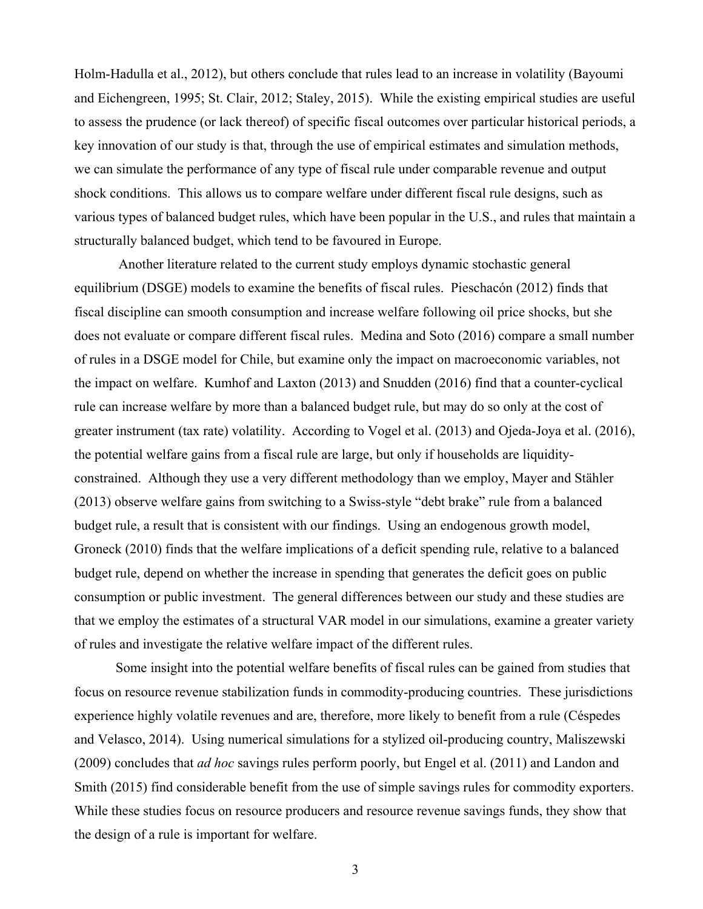Holm-Hadulla et al., 2012), but others conclude that rules lead to an increase in volatility (Bayoumi and Eichengreen, 1995; St. Clair, 2012; Staley, 2015). While the existing empirical studies are useful to assess the prudence (or lack thereof) of specific fiscal outcomes over particular historical periods, a key innovation of our study is that, through the use of empirical estimates and simulation methods, we can simulate the performance of any type of fiscal rule under comparable revenue and output shock conditions. This allows us to compare welfare under different fiscal rule designs, such as various types of balanced budget rules, which have been popular in the U.S., and rules that maintain a structurally balanced budget, which tend to be favoured in Europe.

Another literature related to the current study employs dynamic stochastic general equilibrium (DSGE) models to examine the benefits of fiscal rules. Pieschacón (2012) finds that fiscal discipline can smooth consumption and increase welfare following oil price shocks, but she does not evaluate or compare different fiscal rules. Medina and Soto (2016) compare a small number of rules in a DSGE model for Chile, but examine only the impact on macroeconomic variables, not the impact on welfare. Kumhof and Laxton (2013) and Snudden (2016) find that a counter-cyclical rule can increase welfare by more than a balanced budget rule, but may do so only at the cost of greater instrument (tax rate) volatility. According to Vogel et al. (2013) and Ojeda-Joya et al. (2016), the potential welfare gains from a fiscal rule are large, but only if households are liquidity-constrained. Although they use a very different methodology than we employ, Mayer and Stähler (2013) observe welfare gains from switching to a Swiss-style "debt brake" rule from a balanced budget rule, a result that is consistent with our findings. Using an endogenous growth model, Groneck (2010) finds that the welfare implications of a deficit spending rule, relative to a balanced budget rule, depend on whether the increase in spending that generates the deficit goes on public consumption or public investment. The general differences between our study and these studies are that we employ the estimates of a structural VAR model in our simulations, examine a greater variety of rules and investigate the relative welfare impact of the different rules.

Some insight into the potential welfare benefits of fiscal rules can be gained from studies that focus on resource revenue stabilization funds in commodity-producing countries. These jurisdictions experience highly volatile revenues and are, therefore, more likely to benefit from a rule (Céspedes and Velasco, 2014). Using numerical simulations for a stylized oil-producing country, Maliszewski (2009) concludes that *ad hoc* savings rules perform poorly, but Engel et al. (2011) and Landon and Smith (2015) find considerable benefit from the use of simple savings rules for commodity exporters. While these studies focus on resource producers and resource revenue savings funds, they show that the design of a rule is important for welfare.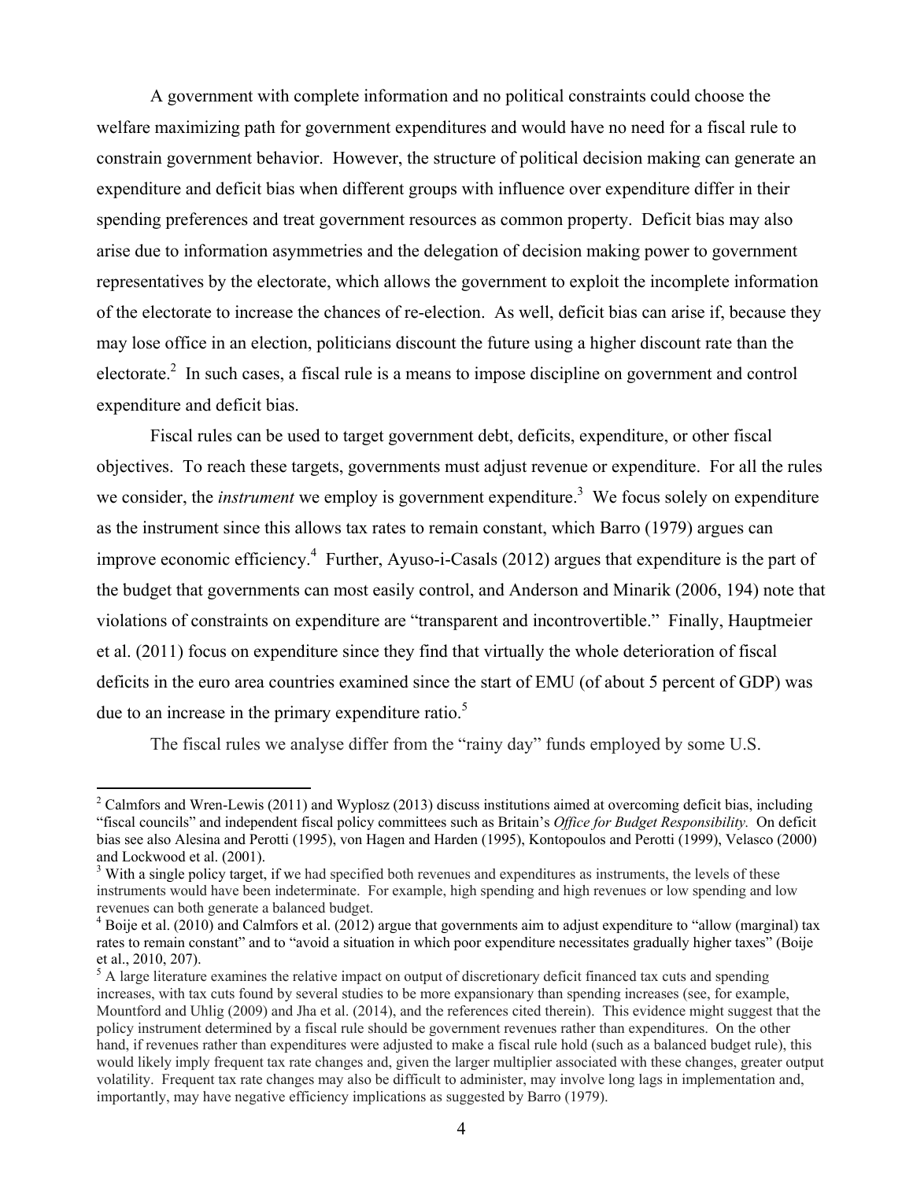A government with complete information and no political constraints could choose the welfare maximizing path for government expenditures and would have no need for a fiscal rule to constrain government behavior. However, the structure of political decision making can generate an expenditure and deficit bias when different groups with influence over expenditure differ in their spending preferences and treat government resources as common property. Deficit bias may also arise due to information asymmetries and the delegation of decision making power to government representatives by the electorate, which allows the government to exploit the incomplete information of the electorate to increase the chances of re-election. As well, deficit bias can arise if, because they may lose office in an election, politicians discount the future using a higher discount rate than the electorate.[2] In such cases, a fiscal rule is a means to impose discipline on government and control expenditure and deficit bias.

Fiscal rules can be used to target government debt, deficits, expenditure, or other fiscal objectives. To reach these targets, governments must adjust revenue or expenditure. For all the rules we consider, the *instrument* we employ is government expenditure.[3] We focus solely on expenditure as the instrument since this allows tax rates to remain constant, which Barro (1979) argues can improve economic efficiency.[4] Further, Ayuso-i-Casals (2012) argues that expenditure is the part of the budget that governments can most easily control, and Anderson and Minarik (2006, 194) note that violations of constraints on expenditure are "transparent and incontrovertible." Finally, Hauptmeier et al. (2011) focus on expenditure since they find that virtually the whole deterioration of fiscal deficits in the euro area countries examined since the start of EMU (of about 5 percent of GDP) was due to an increase in the primary expenditure ratio.[5]

The fiscal rules we analyse differ from the "rainy day" funds employed by some U.S.

---

[2] Calmfors and Wren-Lewis (2011) and Wyplosz (2013) discuss institutions aimed at overcoming deficit bias, including "fiscal councils" and independent fiscal policy committees such as Britain's *Office for Budget Responsibility.* On deficit bias see also Alesina and Perotti (1995), von Hagen and Harden (1995), Kontopoulos and Perotti (1999), Velasco (2000) and Lockwood et al. (2001).

[3] With a single policy target, if we had specified both revenues and expenditures as instruments, the levels of these instruments would have been indeterminate. For example, high spending and high revenues or low spending and low revenues can both generate a balanced budget.

[4] Boije et al. (2010) and Calmfors et al. (2012) argue that governments aim to adjust expenditure to "allow (marginal) tax rates to remain constant" and to "avoid a situation in which poor expenditure necessitates gradually higher taxes" (Boije et al., 2010, 207).

[5] A large literature examines the relative impact on output of discretionary deficit financed tax cuts and spending increases, with tax cuts found by several studies to be more expansionary than spending increases (see, for example, Mountford and Uhlig (2009) and Jha et al. (2014), and the references cited therein). This evidence might suggest that the policy instrument determined by a fiscal rule should be government revenues rather than expenditures. On the other hand, if revenues rather than expenditures were adjusted to make a fiscal rule hold (such as a balanced budget rule), this would likely imply frequent tax rate changes and, given the larger multiplier associated with these changes, greater output volatility. Frequent tax rate changes may also be difficult to administer, may involve long lags in implementation and, importantly, may have negative efficiency implications as suggested by Barro (1979).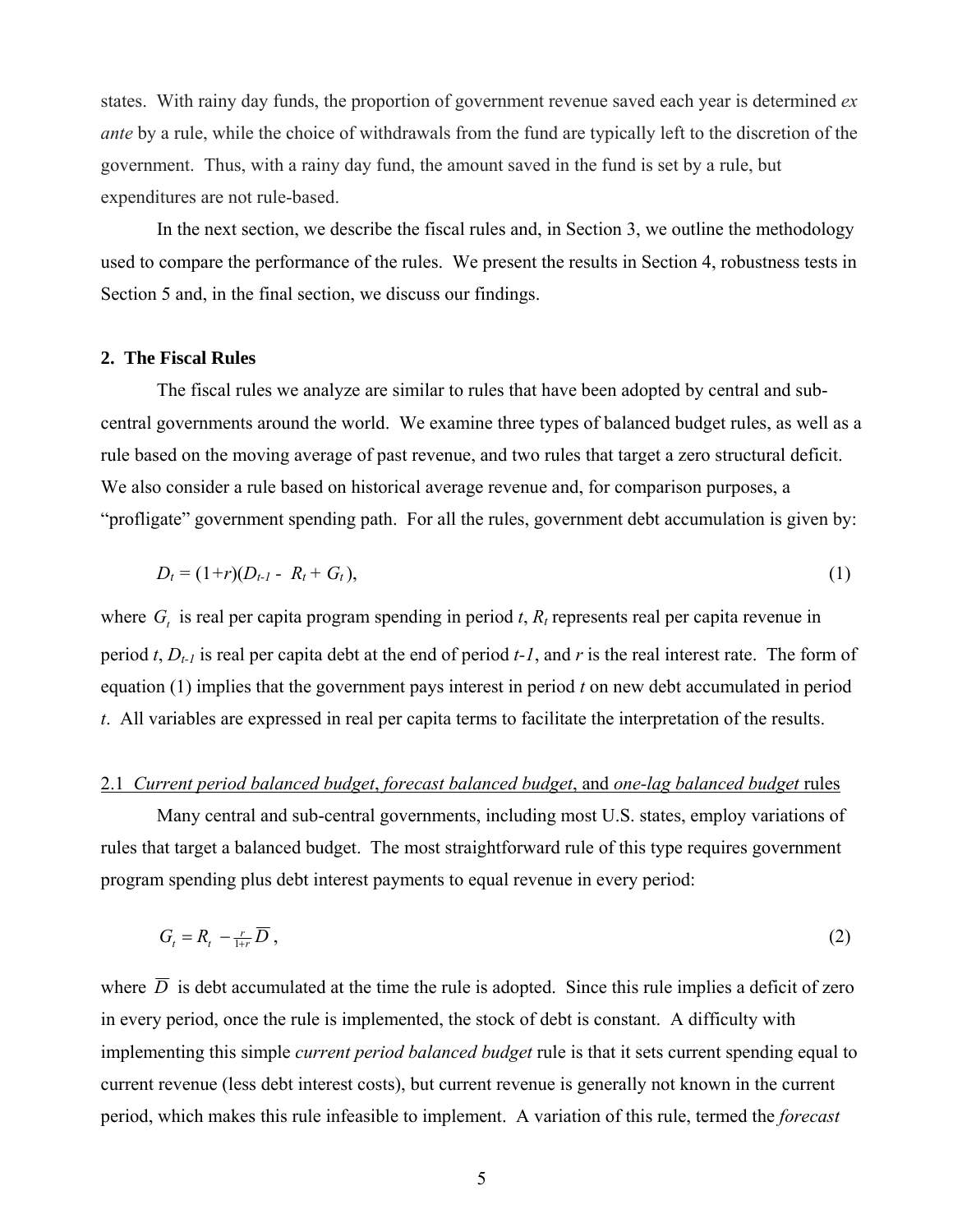states. With rainy day funds, the proportion of government revenue saved each year is determined *ex ante* by a rule, while the choice of withdrawals from the fund are typically left to the discretion of the government. Thus, with a rainy day fund, the amount saved in the fund is set by a rule, but expenditures are not rule-based.

In the next section, we describe the fiscal rules and, in Section 3, we outline the methodology used to compare the performance of the rules. We present the results in Section 4, robustness tests in Section 5 and, in the final section, we discuss our findings.

## 2. The Fiscal Rules

The fiscal rules we analyze are similar to rules that have been adopted by central and sub-central governments around the world. We examine three types of balanced budget rules, as well as a rule based on the moving average of past revenue, and two rules that target a zero structural deficit. We also consider a rule based on historical average revenue and, for comparison purposes, a "profligate" government spending path. For all the rules, government debt accumulation is given by:

$$D_t = (1+r)(D_{t-1} - R_t + G_t), \tag{1}$$

where $G_t$ is real per capita program spending in period $t$, $R_t$ represents real per capita revenue in period $t$, $D_{t-1}$ is real per capita debt at the end of period $t-1$, and $r$ is the real interest rate. The form of equation (1) implies that the government pays interest in period $t$ on new debt accumulated in period $t$. All variables are expressed in real per capita terms to facilitate the interpretation of the results.

### 2.1 *Current period balanced budget*, *forecast balanced budget*, and *one-lag balanced budget* rules

Many central and sub-central governments, including most U.S. states, employ variations of rules that target a balanced budget. The most straightforward rule of this type requires government program spending plus debt interest payments to equal revenue in every period:

$$G_t = R_t - \tfrac{r}{1+r}\overline{D}, \tag{2}$$

where $\overline{D}$ is debt accumulated at the time the rule is adopted. Since this rule implies a deficit of zero in every period, once the rule is implemented, the stock of debt is constant. A difficulty with implementing this simple *current period balanced budget* rule is that it sets current spending equal to current revenue (less debt interest costs), but current revenue is generally not known in the current period, which makes this rule infeasible to implement. A variation of this rule, termed the *forecast*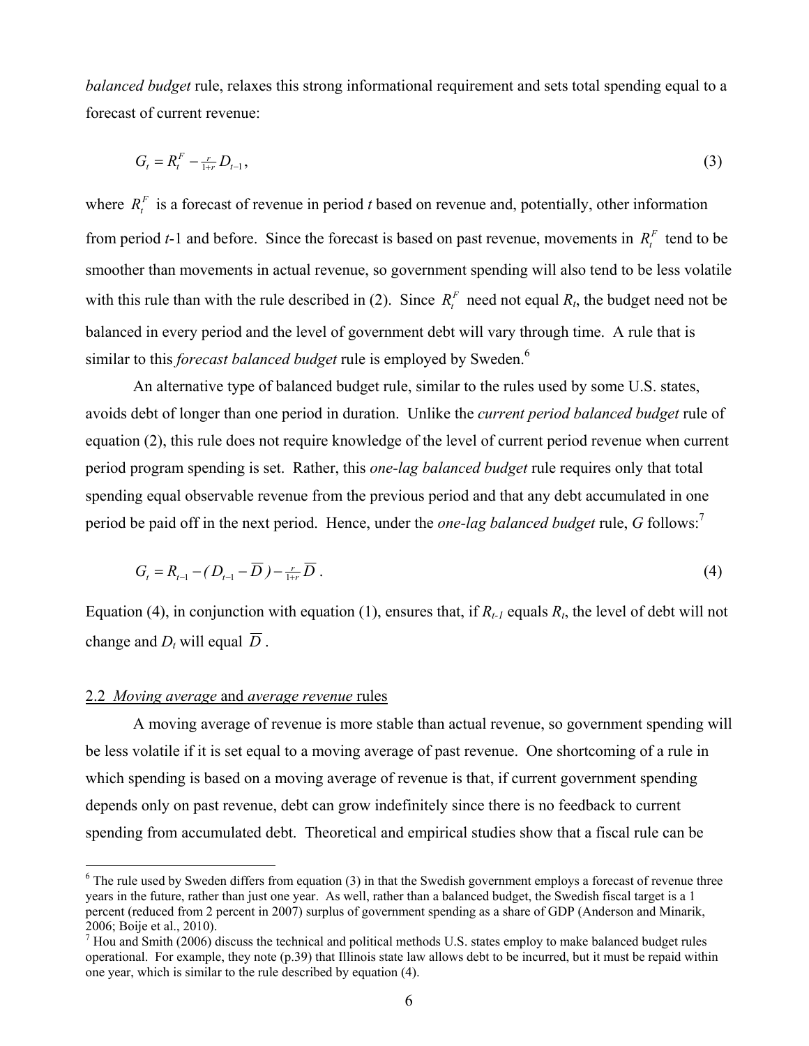*balanced budget* rule, relaxes this strong informational requirement and sets total spending equal to a forecast of current revenue:

$$G_t = R_t^F - \tfrac{r}{1+r} D_{t-1}, \tag{3}$$

where $R_t^F$ is a forecast of revenue in period *t* based on revenue and, potentially, other information from period *t*-1 and before. Since the forecast is based on past revenue, movements in $R_t^F$ tend to be smoother than movements in actual revenue, so government spending will also tend to be less volatile with this rule than with the rule described in (2). Since $R_t^F$ need not equal $R_t$, the budget need not be balanced in every period and the level of government debt will vary through time. A rule that is similar to this *forecast balanced budget* rule is employed by Sweden.[6]

An alternative type of balanced budget rule, similar to the rules used by some U.S. states, avoids debt of longer than one period in duration. Unlike the *current period balanced budget* rule of equation (2), this rule does not require knowledge of the level of current period revenue when current period program spending is set. Rather, this *one-lag balanced budget* rule requires only that total spending equal observable revenue from the previous period and that any debt accumulated in one period be paid off in the next period. Hence, under the *one-lag balanced budget* rule, *G* follows:[7]

$$G_t = R_{t-1} - (D_{t-1} - \overline{D}) - \tfrac{r}{1+r}\overline{D}. \tag{4}$$

Equation (4), in conjunction with equation (1), ensures that, if $R_{t-1}$ equals $R_t$, the level of debt will not change and $D_t$ will equal $\overline{D}$.

## 2.2 *Moving average* and *average revenue* rules

A moving average of revenue is more stable than actual revenue, so government spending will be less volatile if it is set equal to a moving average of past revenue. One shortcoming of a rule in which spending is based on a moving average of revenue is that, if current government spending depends only on past revenue, debt can grow indefinitely since there is no feedback to current spending from accumulated debt. Theoretical and empirical studies show that a fiscal rule can be

---

[6] The rule used by Sweden differs from equation (3) in that the Swedish government employs a forecast of revenue three years in the future, rather than just one year. As well, rather than a balanced budget, the Swedish fiscal target is a 1 percent (reduced from 2 percent in 2007) surplus of government spending as a share of GDP (Anderson and Minarik, 2006; Boije et al., 2010).

[7] Hou and Smith (2006) discuss the technical and political methods U.S. states employ to make balanced budget rules operational. For example, they note (p.39) that Illinois state law allows debt to be incurred, but it must be repaid within one year, which is similar to the rule described by equation (4).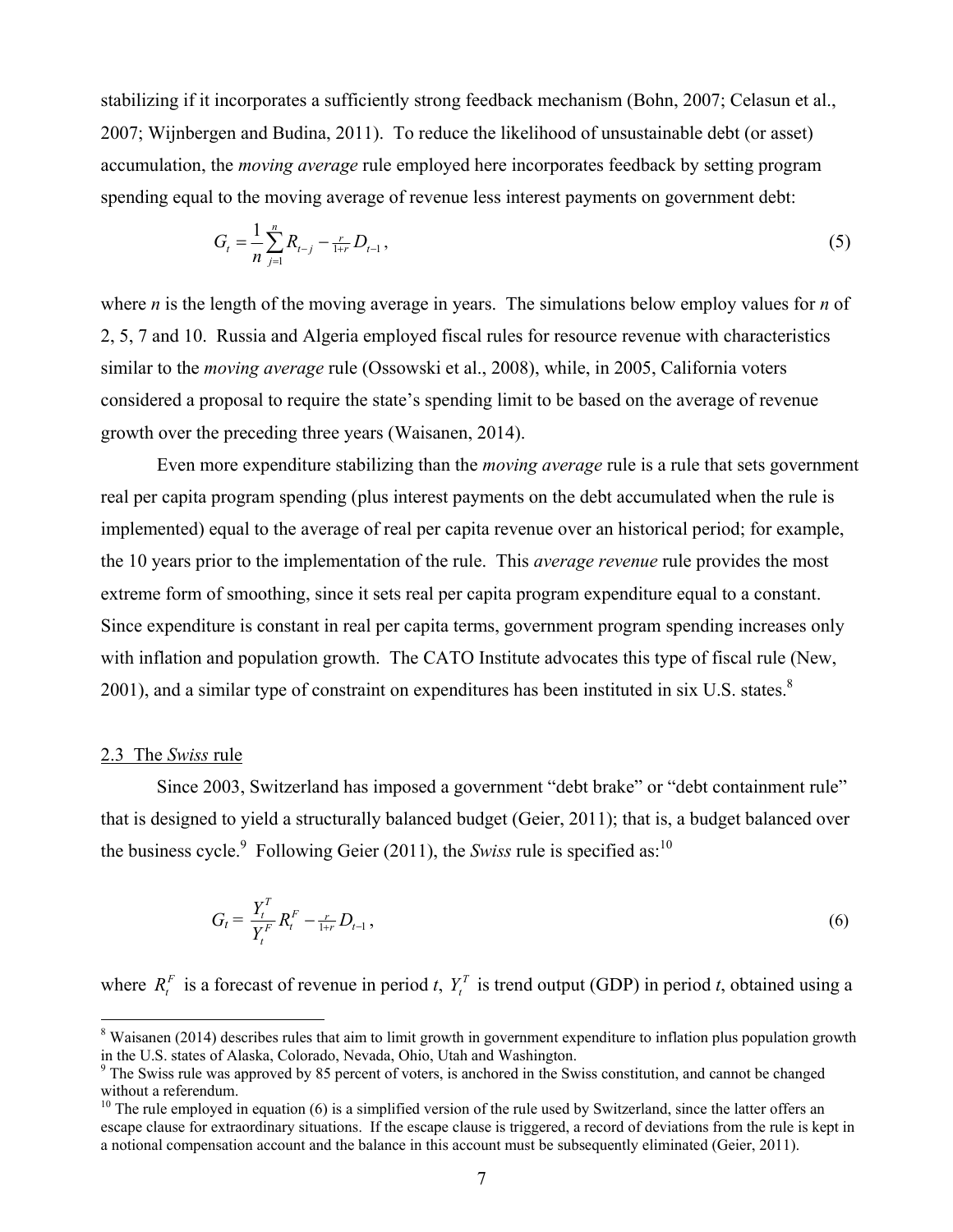stabilizing if it incorporates a sufficiently strong feedback mechanism (Bohn, 2007; Celasun et al., 2007; Wijnbergen and Budina, 2011). To reduce the likelihood of unsustainable debt (or asset) accumulation, the *moving average* rule employed here incorporates feedback by setting program spending equal to the moving average of revenue less interest payments on government debt:

$$G_t = \frac{1}{n}\sum_{j=1}^{n} R_{t-j} - \tfrac{r}{1+r} D_{t-1}, \tag{5}$$

where $n$ is the length of the moving average in years. The simulations below employ values for $n$ of 2, 5, 7 and 10. Russia and Algeria employed fiscal rules for resource revenue with characteristics similar to the *moving average* rule (Ossowski et al., 2008), while, in 2005, California voters considered a proposal to require the state's spending limit to be based on the average of revenue growth over the preceding three years (Waisanen, 2014).

Even more expenditure stabilizing than the *moving average* rule is a rule that sets government real per capita program spending (plus interest payments on the debt accumulated when the rule is implemented) equal to the average of real per capita revenue over an historical period; for example, the 10 years prior to the implementation of the rule. This *average revenue* rule provides the most extreme form of smoothing, since it sets real per capita program expenditure equal to a constant. Since expenditure is constant in real per capita terms, government program spending increases only with inflation and population growth. The CATO Institute advocates this type of fiscal rule (New, 2001), and a similar type of constraint on expenditures has been instituted in six U.S. states.[8]

## 2.3 The *Swiss* rule

Since 2003, Switzerland has imposed a government "debt brake" or "debt containment rule" that is designed to yield a structurally balanced budget (Geier, 2011); that is, a budget balanced over the business cycle.[9] Following Geier (2011), the *Swiss* rule is specified as:[10]

$$G_t = \frac{Y_t^T}{Y_t^F} R_t^F - \tfrac{r}{1+r} D_{t-1}, \tag{6}$$

where $R_t^F$ is a forecast of revenue in period $t$, $Y_t^T$ is trend output (GDP) in period $t$, obtained using a

---

[8] Waisanen (2014) describes rules that aim to limit growth in government expenditure to inflation plus population growth in the U.S. states of Alaska, Colorado, Nevada, Ohio, Utah and Washington.

[9] The Swiss rule was approved by 85 percent of voters, is anchored in the Swiss constitution, and cannot be changed without a referendum.

[10] The rule employed in equation (6) is a simplified version of the rule used by Switzerland, since the latter offers an escape clause for extraordinary situations. If the escape clause is triggered, a record of deviations from the rule is kept in a notional compensation account and the balance in this account must be subsequently eliminated (Geier, 2011).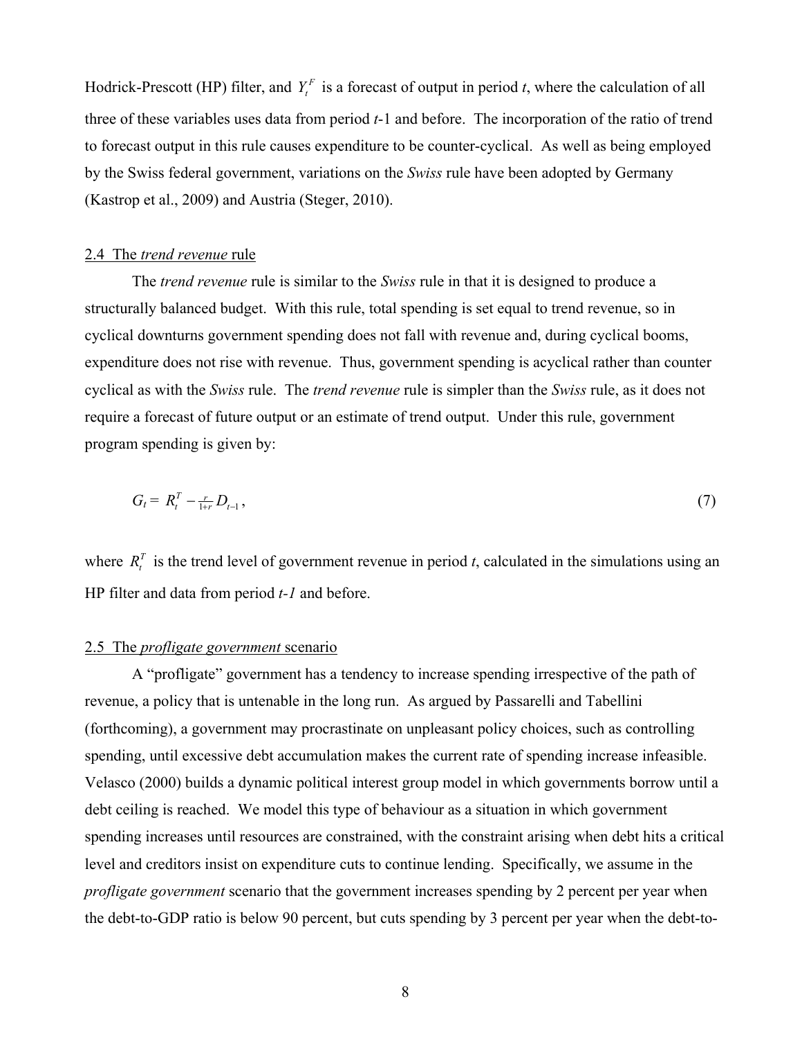Hodrick-Prescott (HP) filter, and $Y_t^F$ is a forecast of output in period *t*, where the calculation of all three of these variables uses data from period *t*-1 and before. The incorporation of the ratio of trend to forecast output in this rule causes expenditure to be counter-cyclical. As well as being employed by the Swiss federal government, variations on the *Swiss* rule have been adopted by Germany (Kastrop et al., 2009) and Austria (Steger, 2010).

### 2.4 The *trend revenue* rule

The *trend revenue* rule is similar to the *Swiss* rule in that it is designed to produce a structurally balanced budget. With this rule, total spending is set equal to trend revenue, so in cyclical downturns government spending does not fall with revenue and, during cyclical booms, expenditure does not rise with revenue. Thus, government spending is acyclical rather than counter cyclical as with the *Swiss* rule. The *trend revenue* rule is simpler than the *Swiss* rule, as it does not require a forecast of future output or an estimate of trend output. Under this rule, government program spending is given by:

$$G_t = R_t^T - \tfrac{r}{1+r} D_{t-1}, \tag{7}$$

where $R_t^T$ is the trend level of government revenue in period *t*, calculated in the simulations using an HP filter and data from period *t-1* and before.

### 2.5 The *profligate government* scenario

A "profligate" government has a tendency to increase spending irrespective of the path of revenue, a policy that is untenable in the long run. As argued by Passarelli and Tabellini (forthcoming), a government may procrastinate on unpleasant policy choices, such as controlling spending, until excessive debt accumulation makes the current rate of spending increase infeasible. Velasco (2000) builds a dynamic political interest group model in which governments borrow until a debt ceiling is reached. We model this type of behaviour as a situation in which government spending increases until resources are constrained, with the constraint arising when debt hits a critical level and creditors insist on expenditure cuts to continue lending. Specifically, we assume in the *profligate government* scenario that the government increases spending by 2 percent per year when the debt-to-GDP ratio is below 90 percent, but cuts spending by 3 percent per year when the debt-to-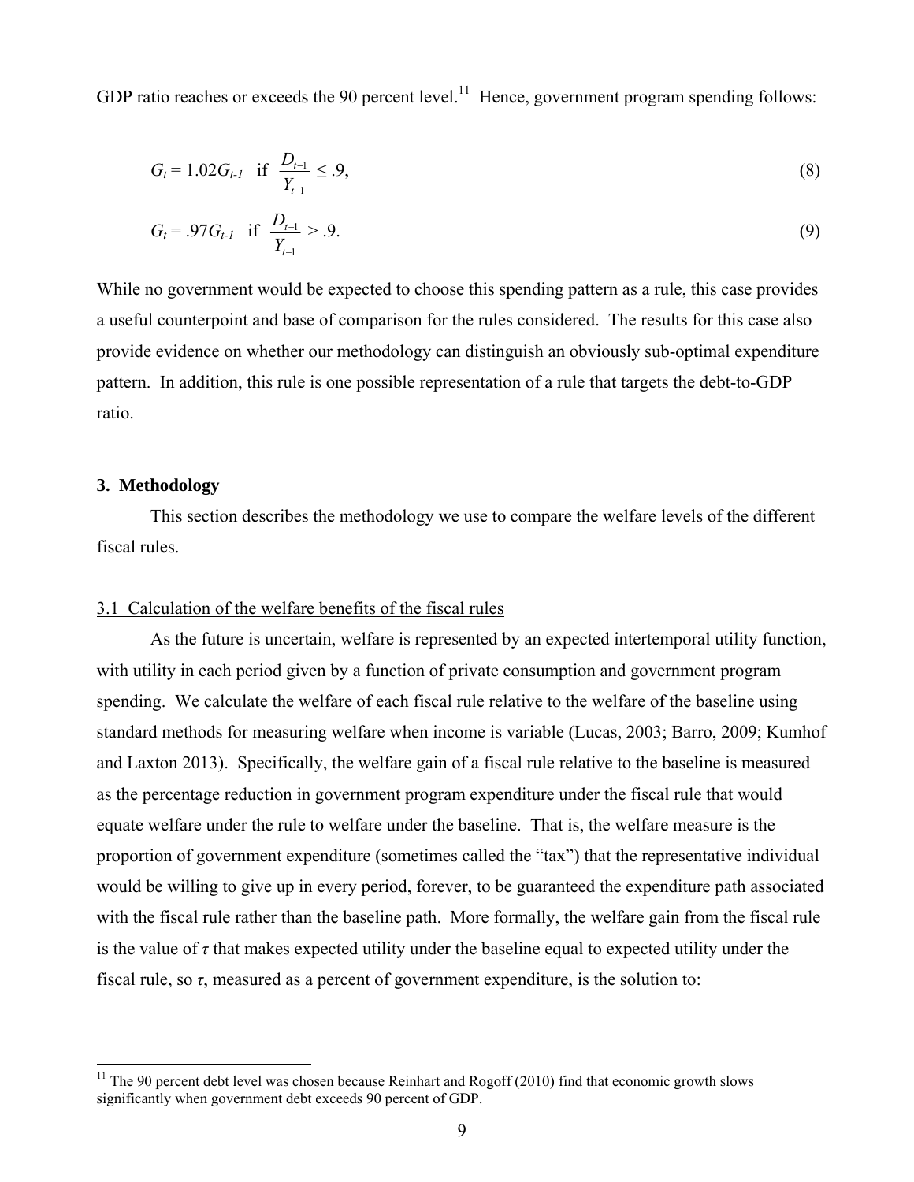GDP ratio reaches or exceeds the 90 percent level.[11] Hence, government program spending follows:

$$G_t = 1.02G_{t-1} \quad \text{if} \quad \frac{D_{t-1}}{Y_{t-1}} \leq .9, \tag{8}$$

$$G_t = .97G_{t-1} \quad \text{if} \quad \frac{D_{t-1}}{Y_{t-1}} > .9. \tag{9}$$

While no government would be expected to choose this spending pattern as a rule, this case provides a useful counterpoint and base of comparison for the rules considered. The results for this case also provide evidence on whether our methodology can distinguish an obviously sub-optimal expenditure pattern. In addition, this rule is one possible representation of a rule that targets the debt-to-GDP ratio.

### 3. Methodology

This section describes the methodology we use to compare the welfare levels of the different fiscal rules.

#### 3.1 Calculation of the welfare benefits of the fiscal rules

As the future is uncertain, welfare is represented by an expected intertemporal utility function, with utility in each period given by a function of private consumption and government program spending. We calculate the welfare of each fiscal rule relative to the welfare of the baseline using standard methods for measuring welfare when income is variable (Lucas, 2003; Barro, 2009; Kumhof and Laxton 2013). Specifically, the welfare gain of a fiscal rule relative to the baseline is measured as the percentage reduction in government program expenditure under the fiscal rule that would equate welfare under the rule to welfare under the baseline. That is, the welfare measure is the proportion of government expenditure (sometimes called the "tax") that the representative individual would be willing to give up in every period, forever, to be guaranteed the expenditure path associated with the fiscal rule rather than the baseline path. More formally, the welfare gain from the fiscal rule is the value of $\tau$ that makes expected utility under the baseline equal to expected utility under the fiscal rule, so $\tau$, measured as a percent of government expenditure, is the solution to:

[11] The 90 percent debt level was chosen because Reinhart and Rogoff (2010) find that economic growth slows significantly when government debt exceeds 90 percent of GDP.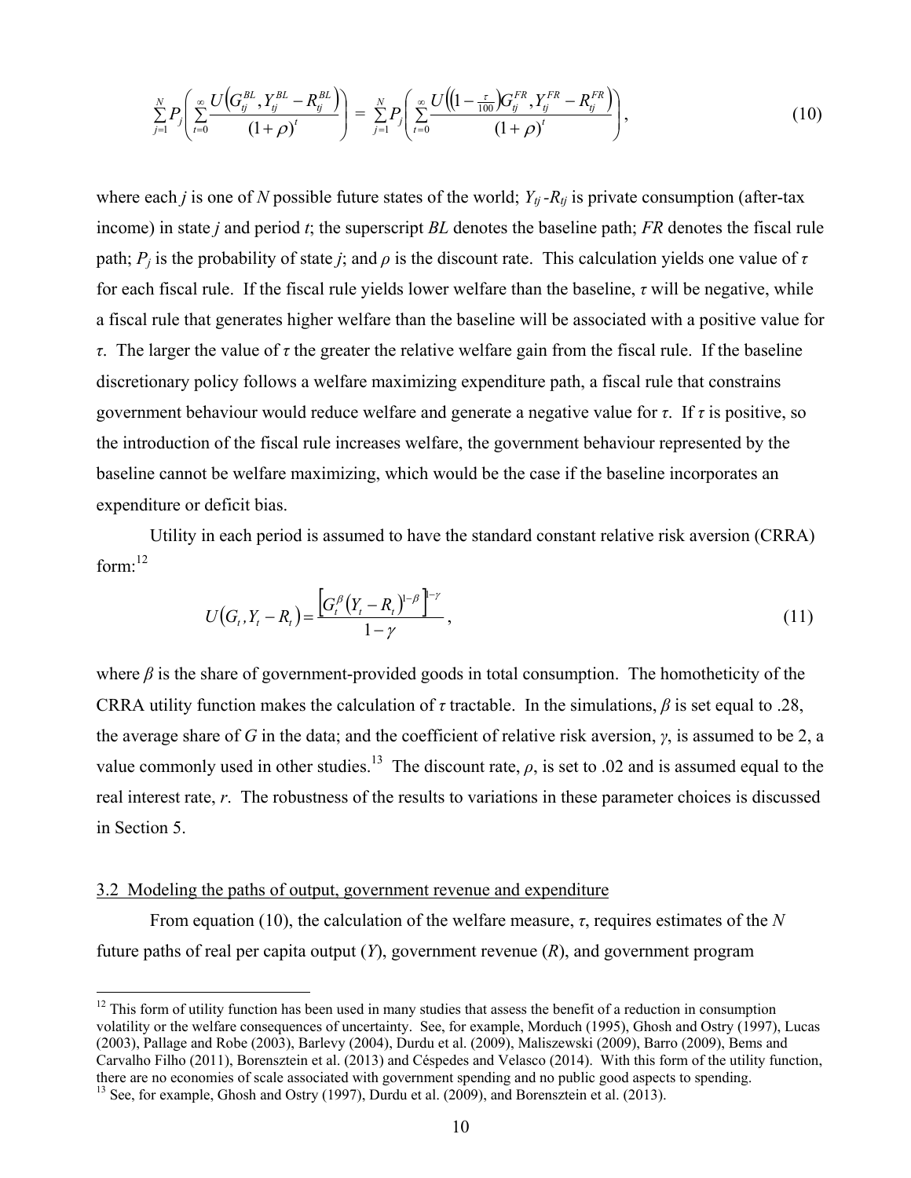$$\sum_{j=1}^{N} P_j \left( \sum_{t=0}^{\infty} \frac{U\left(G_{tj}^{BL}, Y_{tj}^{BL} - R_{tj}^{BL}\right)}{(1+\rho)^t} \right) = \sum_{j=1}^{N} P_j \left( \sum_{t=0}^{\infty} \frac{U\left(\left(1 - \frac{\tau}{100}\right) G_{tj}^{FR}, Y_{tj}^{FR} - R_{tj}^{FR}\right)}{(1+\rho)^t} \right), \tag{10}$$

where each $j$ is one of $N$ possible future states of the world; $Y_{tj}$ -$R_{tj}$ is private consumption (after-tax income) in state $j$ and period $t$; the superscript $BL$ denotes the baseline path; $FR$ denotes the fiscal rule path; $P_j$ is the probability of state $j$; and $\rho$ is the discount rate. This calculation yields one value of $\tau$ for each fiscal rule. If the fiscal rule yields lower welfare than the baseline, $\tau$ will be negative, while a fiscal rule that generates higher welfare than the baseline will be associated with a positive value for $\tau$. The larger the value of $\tau$ the greater the relative welfare gain from the fiscal rule. If the baseline discretionary policy follows a welfare maximizing expenditure path, a fiscal rule that constrains government behaviour would reduce welfare and generate a negative value for $\tau$. If $\tau$ is positive, so the introduction of the fiscal rule increases welfare, the government behaviour represented by the baseline cannot be welfare maximizing, which would be the case if the baseline incorporates an expenditure or deficit bias.

Utility in each period is assumed to have the standard constant relative risk aversion (CRRA) form:[12]

$$U(G_t, Y_t - R_t) = \frac{\left[G_t^{\beta} (Y_t - R_t)^{1-\beta}\right]^{1-\gamma}}{1-\gamma}, \tag{11}$$

where $\beta$ is the share of government-provided goods in total consumption. The homotheticity of the CRRA utility function makes the calculation of $\tau$ tractable. In the simulations, $\beta$ is set equal to .28, the average share of $G$ in the data; and the coefficient of relative risk aversion, $\gamma$, is assumed to be 2, a value commonly used in other studies.[13] The discount rate, $\rho$, is set to .02 and is assumed equal to the real interest rate, $r$. The robustness of the results to variations in these parameter choices is discussed in Section 5.

3.2 Modeling the paths of output, government revenue and expenditure

From equation (10), the calculation of the welfare measure, $\tau$, requires estimates of the $N$ future paths of real per capita output ($Y$), government revenue ($R$), and government program

[12] This form of utility function has been used in many studies that assess the benefit of a reduction in consumption volatility or the welfare consequences of uncertainty. See, for example, Morduch (1995), Ghosh and Ostry (1997), Lucas (2003), Pallage and Robe (2003), Barlevy (2004), Durdu et al. (2009), Maliszewski (2009), Barro (2009), Bems and Carvalho Filho (2011), Borensztein et al. (2013) and Céspedes and Velasco (2014). With this form of the utility function, there are no economies of scale associated with government spending and no public good aspects to spending.

[13] See, for example, Ghosh and Ostry (1997), Durdu et al. (2009), and Borensztein et al. (2013).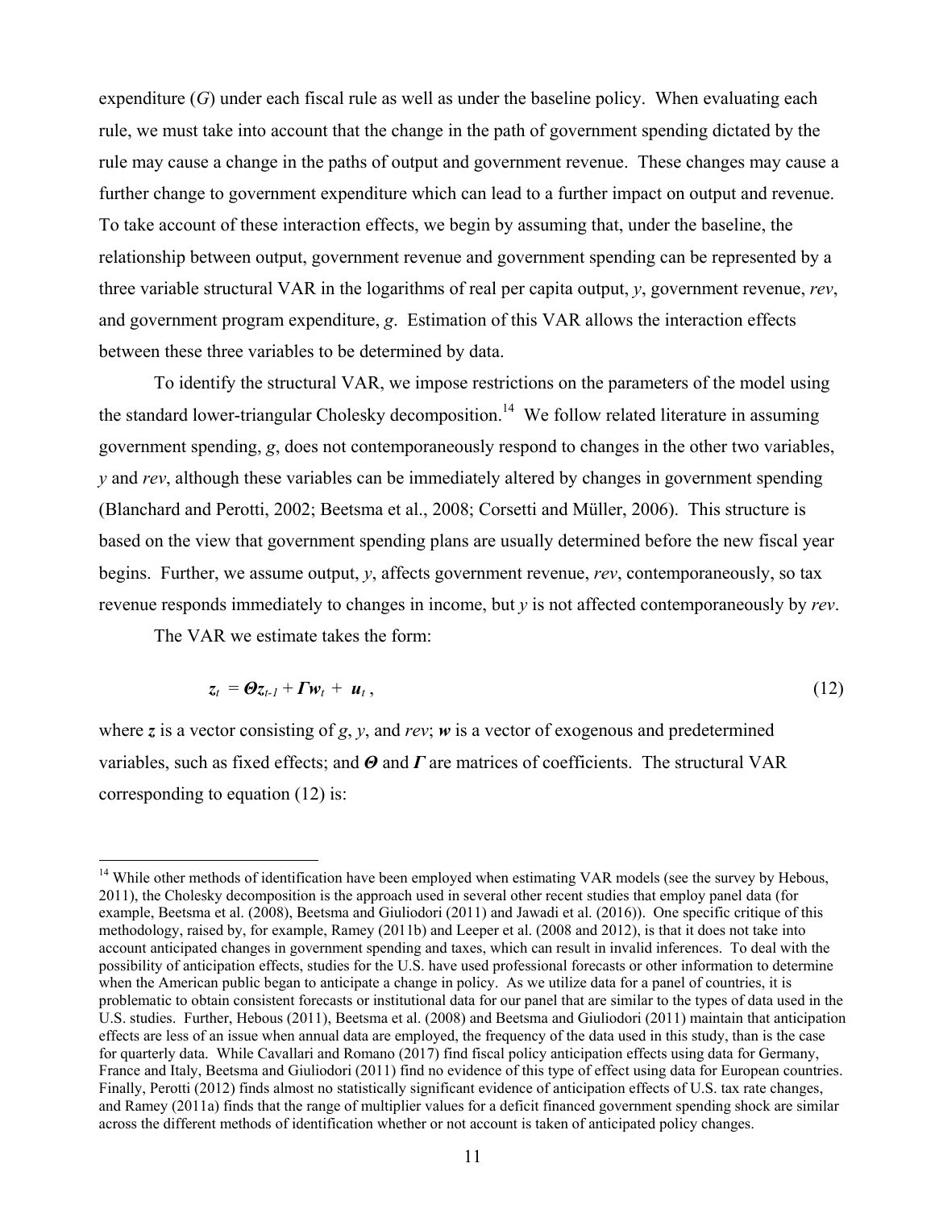expenditure ($G$) under each fiscal rule as well as under the baseline policy. When evaluating each rule, we must take into account that the change in the path of government spending dictated by the rule may cause a change in the paths of output and government revenue. These changes may cause a further change to government expenditure which can lead to a further impact on output and revenue. To take account of these interaction effects, we begin by assuming that, under the baseline, the relationship between output, government revenue and government spending can be represented by a three variable structural VAR in the logarithms of real per capita output, $y$, government revenue, $rev$, and government program expenditure, $g$. Estimation of this VAR allows the interaction effects between these three variables to be determined by data.

To identify the structural VAR, we impose restrictions on the parameters of the model using the standard lower-triangular Cholesky decomposition.[14] We follow related literature in assuming government spending, $g$, does not contemporaneously respond to changes in the other two variables, $y$ and $rev$, although these variables can be immediately altered by changes in government spending (Blanchard and Perotti, 2002; Beetsma et al., 2008; Corsetti and Müller, 2006). This structure is based on the view that government spending plans are usually determined before the new fiscal year begins. Further, we assume output, $y$, affects government revenue, $rev$, contemporaneously, so tax revenue responds immediately to changes in income, but $y$ is not affected contemporaneously by $rev$.

The VAR we estimate takes the form:

$$\boldsymbol{z}_t = \boldsymbol{\Theta} \boldsymbol{z}_{t-1} + \boldsymbol{\Gamma} \boldsymbol{w}_t + \boldsymbol{u}_t \,, \tag{12}$$

where $\boldsymbol{z}$ is a vector consisting of $g$, $y$, and $rev$; $\boldsymbol{w}$ is a vector of exogenous and predetermined variables, such as fixed effects; and $\boldsymbol{\Theta}$ and $\boldsymbol{\Gamma}$ are matrices of coefficients. The structural VAR corresponding to equation (12) is:

---

[14] While other methods of identification have been employed when estimating VAR models (see the survey by Hebous, 2011), the Cholesky decomposition is the approach used in several other recent studies that employ panel data (for example, Beetsma et al. (2008), Beetsma and Giuliodori (2011) and Jawadi et al. (2016)). One specific critique of this methodology, raised by, for example, Ramey (2011b) and Leeper et al. (2008 and 2012), is that it does not take into account anticipated changes in government spending and taxes, which can result in invalid inferences. To deal with the possibility of anticipation effects, studies for the U.S. have used professional forecasts or other information to determine when the American public began to anticipate a change in policy. As we utilize data for a panel of countries, it is problematic to obtain consistent forecasts or institutional data for our panel that are similar to the types of data used in the U.S. studies. Further, Hebous (2011), Beetsma et al. (2008) and Beetsma and Giuliodori (2011) maintain that anticipation effects are less of an issue when annual data are employed, the frequency of the data used in this study, than is the case for quarterly data. While Cavallari and Romano (2017) find fiscal policy anticipation effects using data for Germany, France and Italy, Beetsma and Giuliodori (2011) find no evidence of this type of effect using data for European countries. Finally, Perotti (2012) finds almost no statistically significant evidence of anticipation effects of U.S. tax rate changes, and Ramey (2011a) finds that the range of multiplier values for a deficit financed government spending shock are similar across the different methods of identification whether or not account is taken of anticipated policy changes.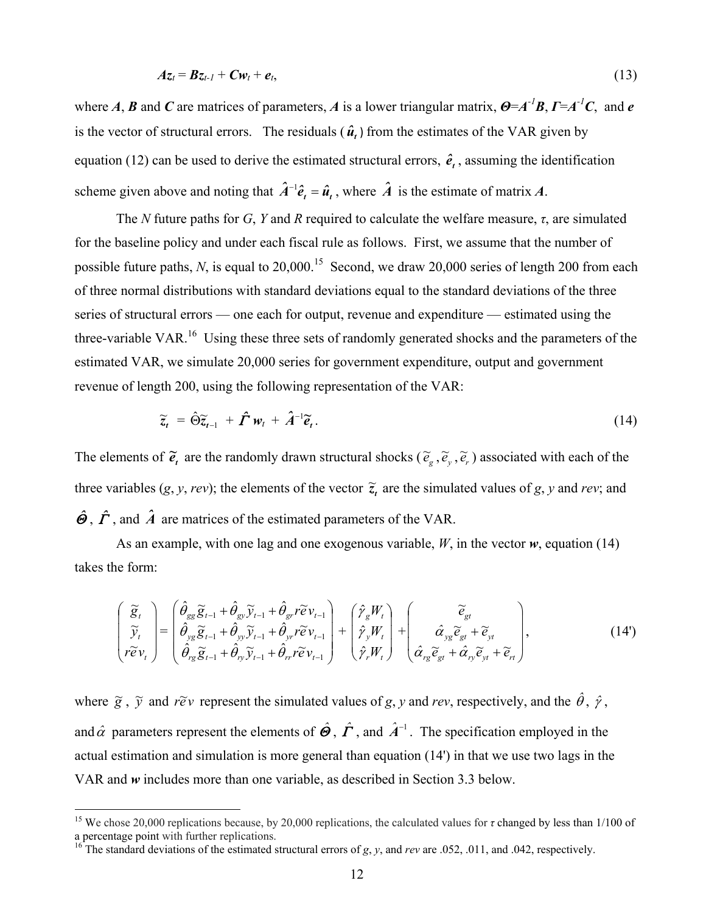$$\boldsymbol{A}\boldsymbol{z}_t = \boldsymbol{B}\boldsymbol{z}_{t-1} + \boldsymbol{C}\boldsymbol{w}_t + \boldsymbol{e}_t, \tag{13}$$

where $\boldsymbol{A}$, $\boldsymbol{B}$ and $\boldsymbol{C}$ are matrices of parameters, $\boldsymbol{A}$ is a lower triangular matrix, $\boldsymbol{\Theta}=\boldsymbol{A}^{-1}\boldsymbol{B}$, $\boldsymbol{\Gamma}=\boldsymbol{A}^{-1}\boldsymbol{C}$, and $\boldsymbol{e}$ is the vector of structural errors. The residuals ($\hat{\boldsymbol{u}}_t$) from the estimates of the VAR given by equation (12) can be used to derive the estimated structural errors, $\hat{\boldsymbol{e}}_t$, assuming the identification scheme given above and noting that $\hat{\boldsymbol{A}}^{-1}\hat{\boldsymbol{e}}_t = \hat{\boldsymbol{u}}_t$, where $\hat{\boldsymbol{A}}$ is the estimate of matrix $\boldsymbol{A}$.

The $N$ future paths for $G$, $Y$ and $R$ required to calculate the welfare measure, $\tau$, are simulated for the baseline policy and under each fiscal rule as follows. First, we assume that the number of possible future paths, $N$, is equal to 20,000.[15] Second, we draw 20,000 series of length 200 from each of three normal distributions with standard deviations equal to the standard deviations of the three series of structural errors — one each for output, revenue and expenditure — estimated using the three-variable VAR.[16] Using these three sets of randomly generated shocks and the parameters of the estimated VAR, we simulate 20,000 series for government expenditure, output and government revenue of length 200, using the following representation of the VAR:

$$\tilde{\boldsymbol{z}}_t = \hat{\Theta}\tilde{\boldsymbol{z}}_{t-1} + \hat{\boldsymbol{\Gamma}}\,\boldsymbol{w}_t + \hat{\boldsymbol{A}}^{-1}\tilde{\boldsymbol{e}}_t. \tag{14}$$

The elements of $\tilde{\boldsymbol{e}}_t$ are the randomly drawn structural shocks ($\tilde{e}_g, \tilde{e}_y, \tilde{e}_r$) associated with each of the three variables ($g$, $y$, $rev$); the elements of the vector $\tilde{\boldsymbol{z}}_t$ are the simulated values of $g$, $y$ and $rev$; and $\hat{\boldsymbol{\Theta}}$, $\hat{\boldsymbol{\Gamma}}$, and $\hat{\boldsymbol{A}}$ are matrices of the estimated parameters of the VAR.

As an example, with one lag and one exogenous variable, $W$, in the vector $\boldsymbol{w}$, equation (14) takes the form:

$$\begin{pmatrix} \tilde{g}_t \\ \tilde{y}_t \\ r\tilde{e}v_t \end{pmatrix} = \begin{pmatrix} \hat{\theta}_{gg}\tilde{g}_{t-1} + \hat{\theta}_{gy}\tilde{y}_{t-1} + \hat{\theta}_{gr}r\tilde{e}v_{t-1} \\ \hat{\theta}_{yg}\tilde{g}_{t-1} + \hat{\theta}_{yy}\tilde{y}_{t-1} + \hat{\theta}_{yr}r\tilde{e}v_{t-1} \\ \hat{\theta}_{rg}\tilde{g}_{t-1} + \hat{\theta}_{ry}\tilde{y}_{t-1} + \hat{\theta}_{rr}r\tilde{e}v_{t-1} \end{pmatrix} + \begin{pmatrix} \hat{\gamma}_g W_t \\ \hat{\gamma}_y W_t \\ \hat{\gamma}_r W_t \end{pmatrix} + \begin{pmatrix} \tilde{e}_{gt} \\ \hat{\alpha}_{yg}\tilde{e}_{gt} + \tilde{e}_{yt} \\ \hat{\alpha}_{rg}\tilde{e}_{gt} + \hat{\alpha}_{ry}\tilde{e}_{yt} + \tilde{e}_{rt} \end{pmatrix}, \tag{14'}$$

where $\tilde{g}$, $\tilde{y}$ and $r\tilde{e}v$ represent the simulated values of $g$, $y$ and $rev$, respectively, and the $\hat{\theta}$, $\hat{\gamma}$, and $\hat{\alpha}$ parameters represent the elements of $\hat{\boldsymbol{\Theta}}$, $\hat{\boldsymbol{\Gamma}}$, and $\hat{\boldsymbol{A}}^{-1}$. The specification employed in the actual estimation and simulation is more general than equation (14') in that we use two lags in the VAR and $\boldsymbol{w}$ includes more than one variable, as described in Section 3.3 below.

---

[15] We chose 20,000 replications because, by 20,000 replications, the calculated values for $\tau$ changed by less than 1/100 of a percentage point with further replications.

[16] The standard deviations of the estimated structural errors of $g$, $y$, and $rev$ are .052, .011, and .042, respectively.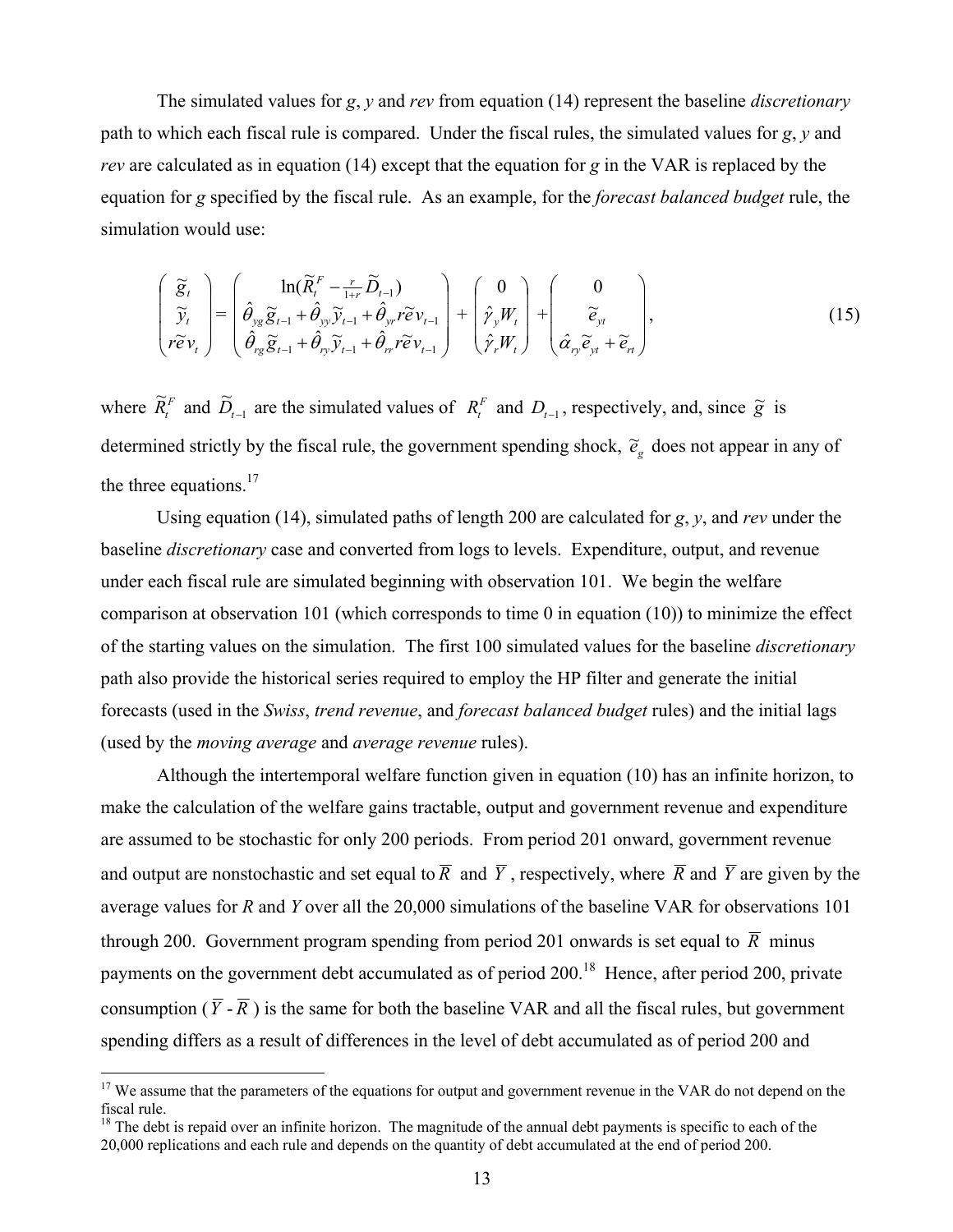The simulated values for *g*, *y* and *rev* from equation (14) represent the baseline *discretionary* path to which each fiscal rule is compared. Under the fiscal rules, the simulated values for *g*, *y* and *rev* are calculated as in equation (14) except that the equation for *g* in the VAR is replaced by the equation for *g* specified by the fiscal rule. As an example, for the *forecast balanced budget* rule, the simulation would use:

$$\begin{pmatrix} \tilde{g}_t \\ \tilde{y}_t \\ r\tilde{e}v_t \end{pmatrix} = \begin{pmatrix} \ln(\tilde{R}_t^F - \frac{r}{1+r}\tilde{D}_{t-1}) \\ \hat{\theta}_{yg}\tilde{g}_{t-1} + \hat{\theta}_{yy}\tilde{y}_{t-1} + \hat{\theta}_{yr}r\tilde{e}v_{t-1} \\ \hat{\theta}_{rg}\tilde{g}_{t-1} + \hat{\theta}_{ry}\tilde{y}_{t-1} + \hat{\theta}_{rr}r\tilde{e}v_{t-1} \end{pmatrix} + \begin{pmatrix} 0 \\ \hat{\gamma}_y W_t \\ \hat{\gamma}_r W_t \end{pmatrix} + \begin{pmatrix} 0 \\ \tilde{e}_{yt} \\ \hat{\alpha}_{ry}\tilde{e}_{yt} + \tilde{e}_{rt} \end{pmatrix}, \tag{15}$$

where $\tilde{R}_t^F$ and $\tilde{D}_{t-1}$ are the simulated values of $R_t^F$ and $D_{t-1}$, respectively, and, since $\tilde{g}$ is determined strictly by the fiscal rule, the government spending shock, $\tilde{e}_g$ does not appear in any of the three equations.[17]

Using equation (14), simulated paths of length 200 are calculated for *g*, *y*, and *rev* under the baseline *discretionary* case and converted from logs to levels. Expenditure, output, and revenue under each fiscal rule are simulated beginning with observation 101. We begin the welfare comparison at observation 101 (which corresponds to time 0 in equation (10)) to minimize the effect of the starting values on the simulation. The first 100 simulated values for the baseline *discretionary* path also provide the historical series required to employ the HP filter and generate the initial forecasts (used in the *Swiss*, *trend revenue*, and *forecast balanced budget* rules) and the initial lags (used by the *moving average* and *average revenue* rules).

Although the intertemporal welfare function given in equation (10) has an infinite horizon, to make the calculation of the welfare gains tractable, output and government revenue and expenditure are assumed to be stochastic for only 200 periods. From period 201 onward, government revenue and output are nonstochastic and set equal to $\overline{R}$ and $\overline{Y}$, respectively, where $\overline{R}$ and $\overline{Y}$ are given by the average values for *R* and *Y* over all the 20,000 simulations of the baseline VAR for observations 101 through 200. Government program spending from period 201 onwards is set equal to $\overline{R}$ minus payments on the government debt accumulated as of period 200.[18] Hence, after period 200, private consumption ($\overline{Y}$ - $\overline{R}$) is the same for both the baseline VAR and all the fiscal rules, but government spending differs as a result of differences in the level of debt accumulated as of period 200 and

---

[17] We assume that the parameters of the equations for output and government revenue in the VAR do not depend on the fiscal rule.

[18] The debt is repaid over an infinite horizon. The magnitude of the annual debt payments is specific to each of the 20,000 replications and each rule and depends on the quantity of debt accumulated at the end of period 200.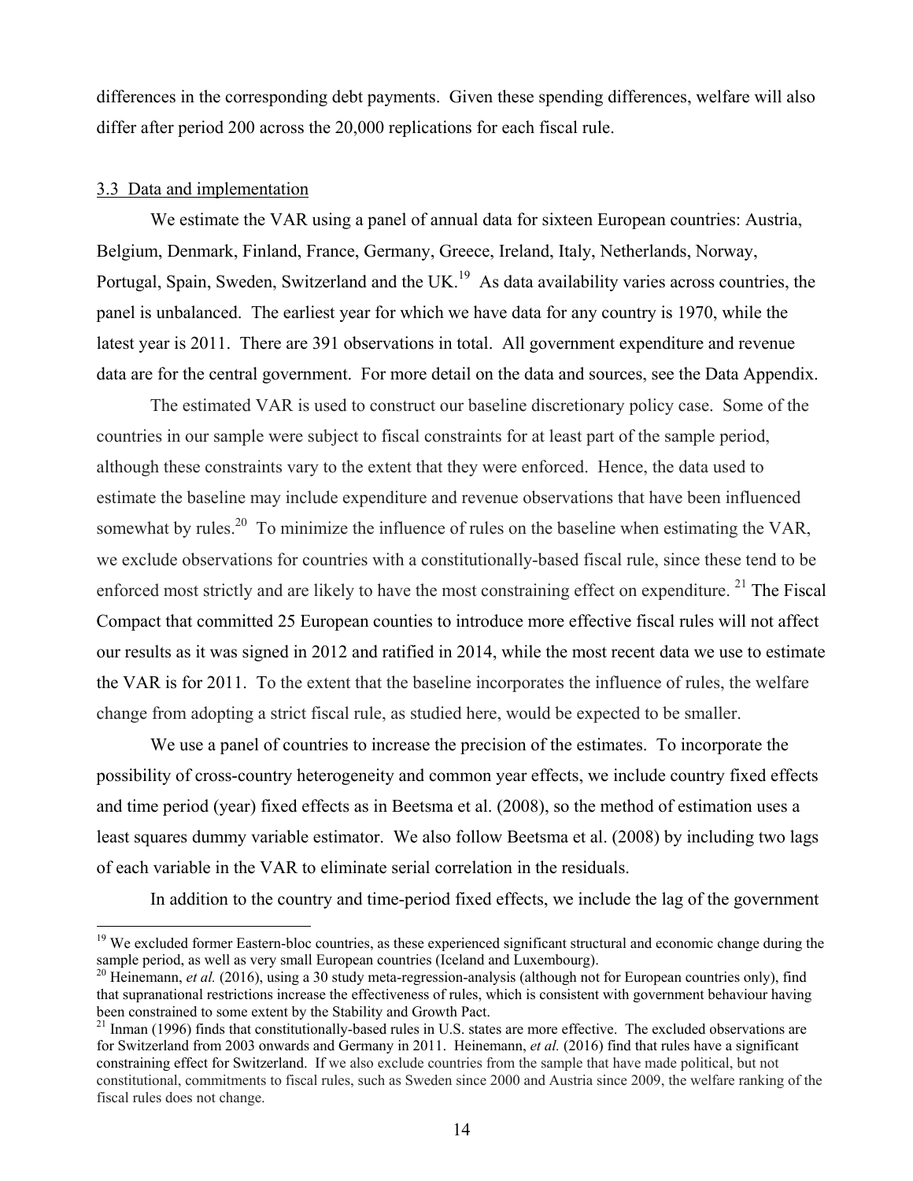differences in the corresponding debt payments. Given these spending differences, welfare will also differ after period 200 across the 20,000 replications for each fiscal rule.

### 3.3 Data and implementation

We estimate the VAR using a panel of annual data for sixteen European countries: Austria, Belgium, Denmark, Finland, France, Germany, Greece, Ireland, Italy, Netherlands, Norway, Portugal, Spain, Sweden, Switzerland and the UK.[19] As data availability varies across countries, the panel is unbalanced. The earliest year for which we have data for any country is 1970, while the latest year is 2011. There are 391 observations in total. All government expenditure and revenue data are for the central government. For more detail on the data and sources, see the Data Appendix.

The estimated VAR is used to construct our baseline discretionary policy case. Some of the countries in our sample were subject to fiscal constraints for at least part of the sample period, although these constraints vary to the extent that they were enforced. Hence, the data used to estimate the baseline may include expenditure and revenue observations that have been influenced somewhat by rules.[20] To minimize the influence of rules on the baseline when estimating the VAR, we exclude observations for countries with a constitutionally-based fiscal rule, since these tend to be enforced most strictly and are likely to have the most constraining effect on expenditure.[21] The Fiscal Compact that committed 25 European counties to introduce more effective fiscal rules will not affect our results as it was signed in 2012 and ratified in 2014, while the most recent data we use to estimate the VAR is for 2011. To the extent that the baseline incorporates the influence of rules, the welfare change from adopting a strict fiscal rule, as studied here, would be expected to be smaller.

We use a panel of countries to increase the precision of the estimates. To incorporate the possibility of cross-country heterogeneity and common year effects, we include country fixed effects and time period (year) fixed effects as in Beetsma et al. (2008), so the method of estimation uses a least squares dummy variable estimator. We also follow Beetsma et al. (2008) by including two lags of each variable in the VAR to eliminate serial correlation in the residuals.

In addition to the country and time-period fixed effects, we include the lag of the government

---

[19] We excluded former Eastern-bloc countries, as these experienced significant structural and economic change during the sample period, as well as very small European countries (Iceland and Luxembourg).

[20] Heinemann, *et al.* (2016), using a 30 study meta-regression-analysis (although not for European countries only), find that supranational restrictions increase the effectiveness of rules, which is consistent with government behaviour having been constrained to some extent by the Stability and Growth Pact.

[21] Inman (1996) finds that constitutionally-based rules in U.S. states are more effective. The excluded observations are for Switzerland from 2003 onwards and Germany in 2011. Heinemann, *et al.* (2016) find that rules have a significant constraining effect for Switzerland. If we also exclude countries from the sample that have made political, but not constitutional, commitments to fiscal rules, such as Sweden since 2000 and Austria since 2009, the welfare ranking of the fiscal rules does not change.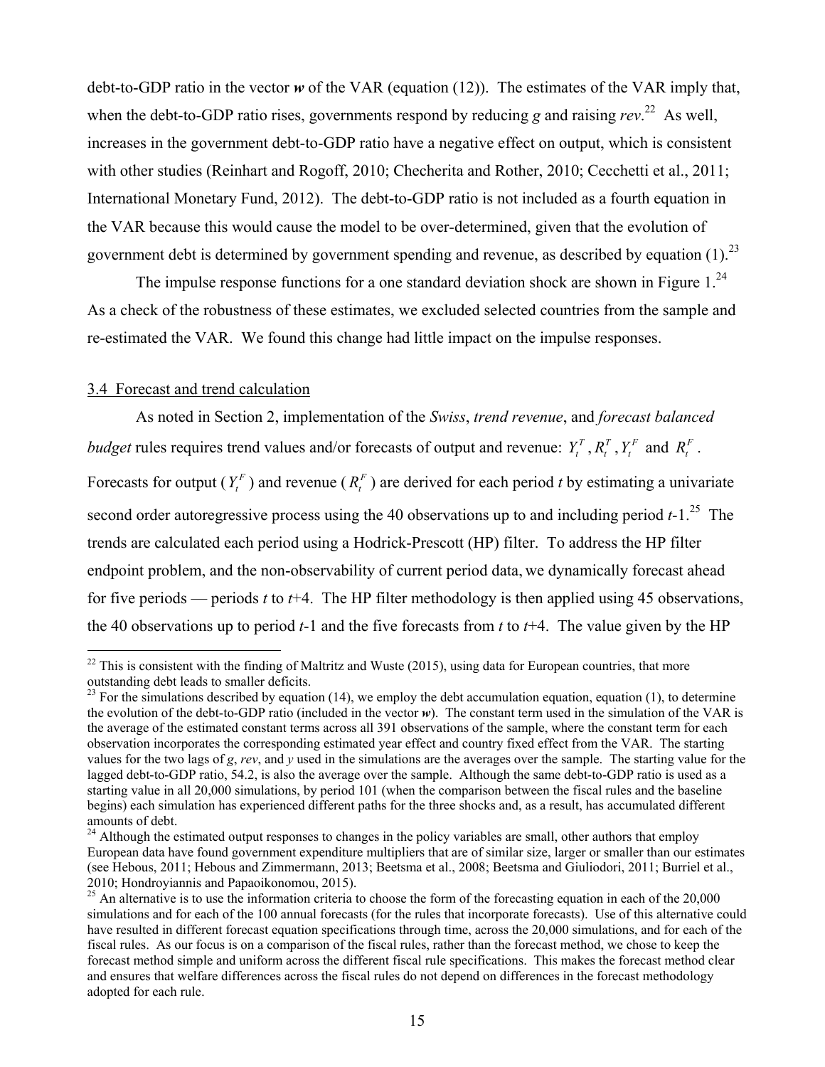debt-to-GDP ratio in the vector ***w*** of the VAR (equation (12)). The estimates of the VAR imply that, when the debt-to-GDP ratio rises, governments respond by reducing *g* and raising *rev*.[22] As well, increases in the government debt-to-GDP ratio have a negative effect on output, which is consistent with other studies (Reinhart and Rogoff, 2010; Checherita and Rother, 2010; Cecchetti et al., 2011; International Monetary Fund, 2012). The debt-to-GDP ratio is not included as a fourth equation in the VAR because this would cause the model to be over-determined, given that the evolution of government debt is determined by government spending and revenue, as described by equation (1).[23]

The impulse response functions for a one standard deviation shock are shown in Figure 1.[24] As a check of the robustness of these estimates, we excluded selected countries from the sample and re-estimated the VAR. We found this change had little impact on the impulse responses.

### 3.4 Forecast and trend calculation

As noted in Section 2, implementation of the *Swiss*, *trend revenue*, and *forecast balanced budget* rules requires trend values and/or forecasts of output and revenue: $Y_t^T$, $R_t^T$, $Y_t^F$ and $R_t^F$. Forecasts for output ($Y_t^F$) and revenue ($R_t^F$) are derived for each period *t* by estimating a univariate second order autoregressive process using the 40 observations up to and including period *t*-1.[25] The trends are calculated each period using a Hodrick-Prescott (HP) filter. To address the HP filter endpoint problem, and the non-observability of current period data, we dynamically forecast ahead for five periods — periods *t* to *t*+4. The HP filter methodology is then applied using 45 observations, the 40 observations up to period *t*-1 and the five forecasts from *t* to *t*+4. The value given by the HP

---

[22] This is consistent with the finding of Maltritz and Wuste (2015), using data for European countries, that more outstanding debt leads to smaller deficits.

[23] For the simulations described by equation (14), we employ the debt accumulation equation, equation (1), to determine the evolution of the debt-to-GDP ratio (included in the vector ***w***). The constant term used in the simulation of the VAR is the average of the estimated constant terms across all 391 observations of the sample, where the constant term for each observation incorporates the corresponding estimated year effect and country fixed effect from the VAR. The starting values for the two lags of *g*, *rev*, and *y* used in the simulations are the averages over the sample. The starting value for the lagged debt-to-GDP ratio, 54.2, is also the average over the sample. Although the same debt-to-GDP ratio is used as a starting value in all 20,000 simulations, by period 101 (when the comparison between the fiscal rules and the baseline begins) each simulation has experienced different paths for the three shocks and, as a result, has accumulated different amounts of debt.

[24] Although the estimated output responses to changes in the policy variables are small, other authors that employ European data have found government expenditure multipliers that are of similar size, larger or smaller than our estimates (see Hebous, 2011; Hebous and Zimmermann, 2013; Beetsma et al., 2008; Beetsma and Giuliodori, 2011; Burriel et al., 2010; Hondroyiannis and Papaoikonomou, 2015).

[25] An alternative is to use the information criteria to choose the form of the forecasting equation in each of the 20,000 simulations and for each of the 100 annual forecasts (for the rules that incorporate forecasts). Use of this alternative could have resulted in different forecast equation specifications through time, across the 20,000 simulations, and for each of the fiscal rules. As our focus is on a comparison of the fiscal rules, rather than the forecast method, we chose to keep the forecast method simple and uniform across the different fiscal rule specifications. This makes the forecast method clear and ensures that welfare differences across the fiscal rules do not depend on differences in the forecast methodology adopted for each rule.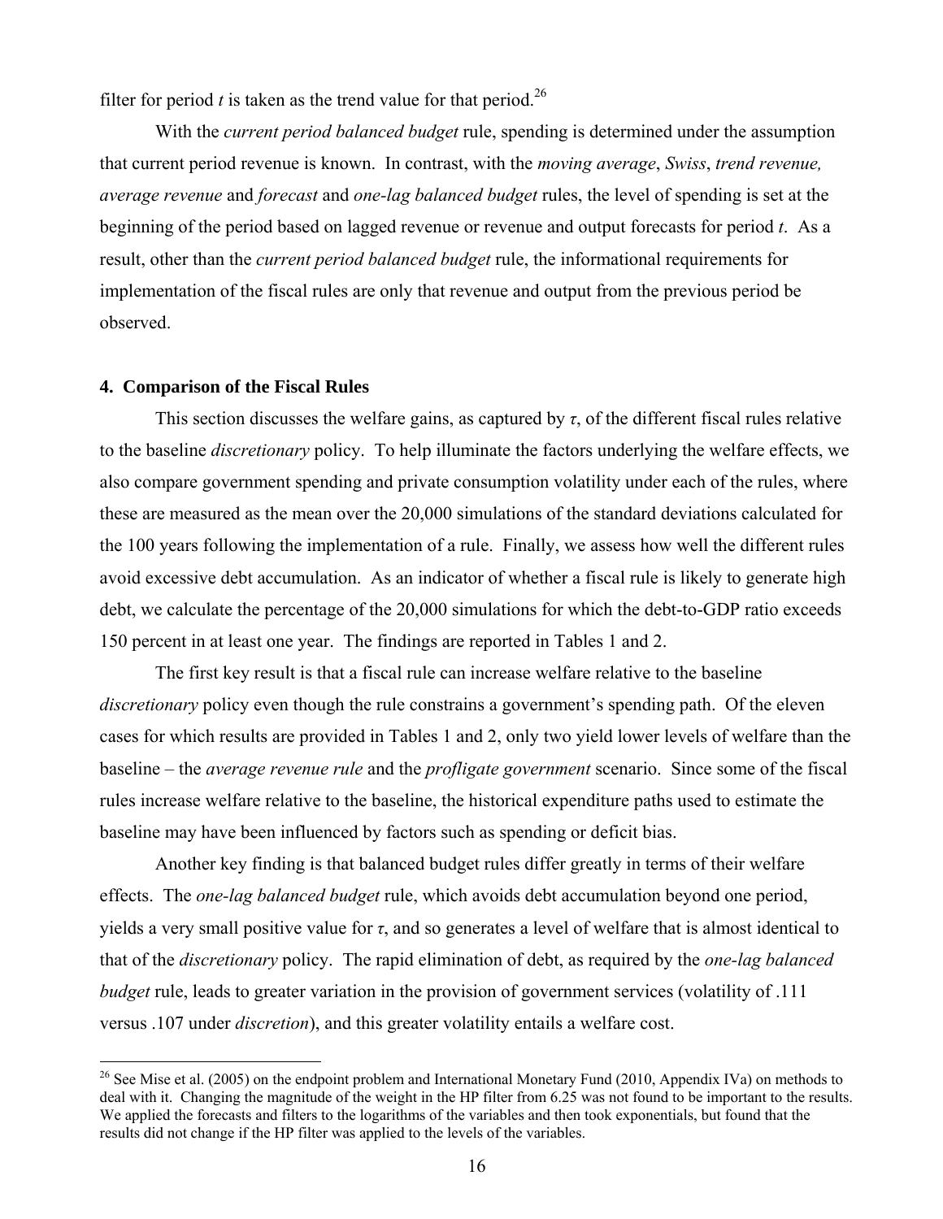filter for period $t$ is taken as the trend value for that period.[26]

With the *current period balanced budget* rule, spending is determined under the assumption that current period revenue is known. In contrast, with the *moving average*, *Swiss*, *trend revenue, average revenue* and *forecast* and *one-lag balanced budget* rules, the level of spending is set at the beginning of the period based on lagged revenue or revenue and output forecasts for period $t$. As a result, other than the *current period balanced budget* rule, the informational requirements for implementation of the fiscal rules are only that revenue and output from the previous period be observed.

## 4. Comparison of the Fiscal Rules

This section discusses the welfare gains, as captured by $\tau$, of the different fiscal rules relative to the baseline *discretionary* policy. To help illuminate the factors underlying the welfare effects, we also compare government spending and private consumption volatility under each of the rules, where these are measured as the mean over the 20,000 simulations of the standard deviations calculated for the 100 years following the implementation of a rule. Finally, we assess how well the different rules avoid excessive debt accumulation. As an indicator of whether a fiscal rule is likely to generate high debt, we calculate the percentage of the 20,000 simulations for which the debt-to-GDP ratio exceeds 150 percent in at least one year. The findings are reported in Tables 1 and 2.

The first key result is that a fiscal rule can increase welfare relative to the baseline *discretionary* policy even though the rule constrains a government's spending path. Of the eleven cases for which results are provided in Tables 1 and 2, only two yield lower levels of welfare than the baseline – the *average revenue rule* and the *profligate government* scenario. Since some of the fiscal rules increase welfare relative to the baseline, the historical expenditure paths used to estimate the baseline may have been influenced by factors such as spending or deficit bias.

Another key finding is that balanced budget rules differ greatly in terms of their welfare effects. The *one-lag balanced budget* rule, which avoids debt accumulation beyond one period, yields a very small positive value for $\tau$, and so generates a level of welfare that is almost identical to that of the *discretionary* policy. The rapid elimination of debt, as required by the *one-lag balanced budget* rule, leads to greater variation in the provision of government services (volatility of .111 versus .107 under *discretion*), and this greater volatility entails a welfare cost.

---

[26] See Mise et al. (2005) on the endpoint problem and International Monetary Fund (2010, Appendix IVa) on methods to deal with it. Changing the magnitude of the weight in the HP filter from 6.25 was not found to be important to the results. We applied the forecasts and filters to the logarithms of the variables and then took exponentials, but found that the results did not change if the HP filter was applied to the levels of the variables.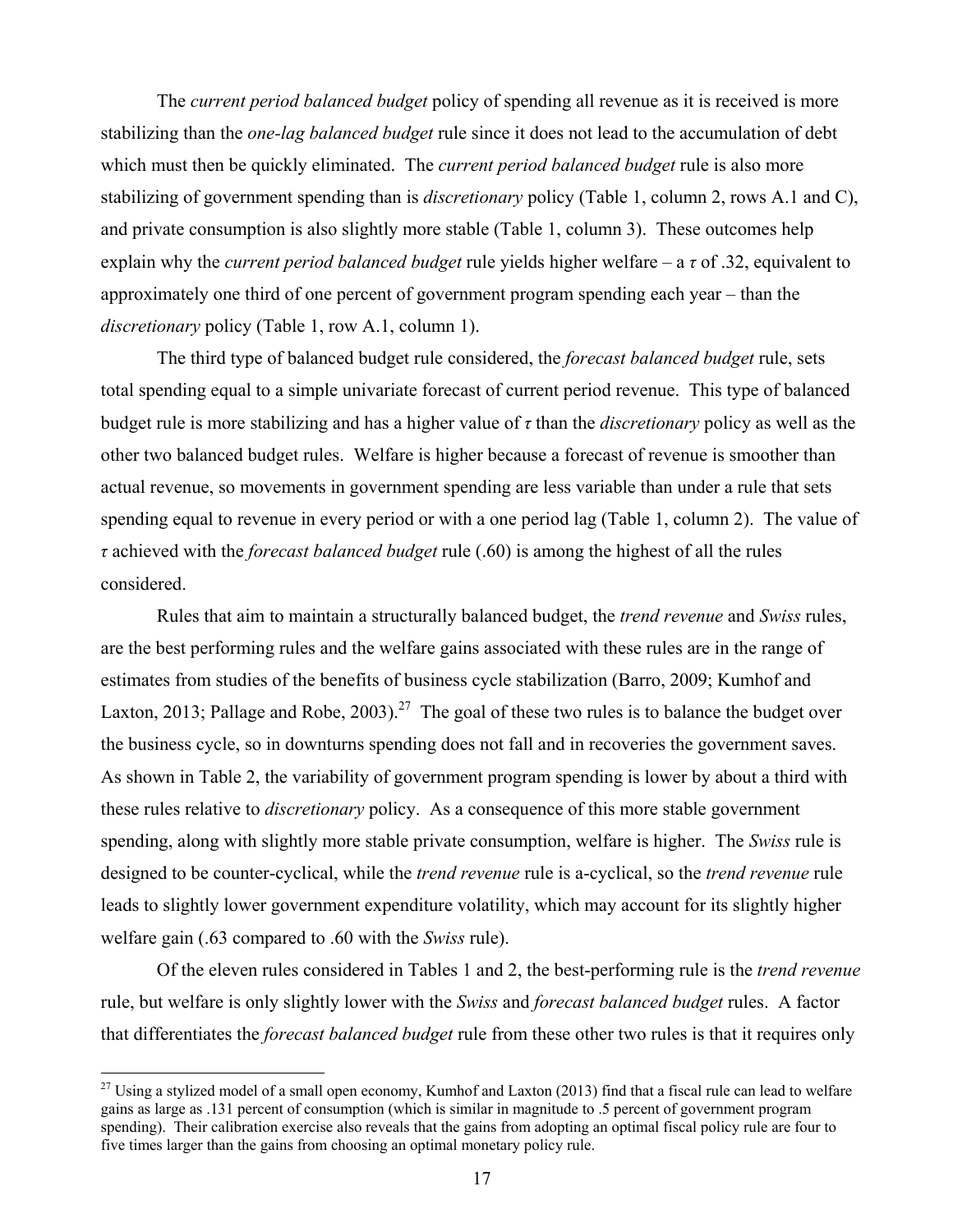The *current period balanced budget* policy of spending all revenue as it is received is more stabilizing than the *one-lag balanced budget* rule since it does not lead to the accumulation of debt which must then be quickly eliminated. The *current period balanced budget* rule is also more stabilizing of government spending than is *discretionary* policy (Table 1, column 2, rows A.1 and C), and private consumption is also slightly more stable (Table 1, column 3). These outcomes help explain why the *current period balanced budget* rule yields higher welfare – a $\tau$ of .32, equivalent to approximately one third of one percent of government program spending each year – than the *discretionary* policy (Table 1, row A.1, column 1).

The third type of balanced budget rule considered, the *forecast balanced budget* rule, sets total spending equal to a simple univariate forecast of current period revenue. This type of balanced budget rule is more stabilizing and has a higher value of $\tau$ than the *discretionary* policy as well as the other two balanced budget rules. Welfare is higher because a forecast of revenue is smoother than actual revenue, so movements in government spending are less variable than under a rule that sets spending equal to revenue in every period or with a one period lag (Table 1, column 2). The value of $\tau$ achieved with the *forecast balanced budget* rule (.60) is among the highest of all the rules considered.

Rules that aim to maintain a structurally balanced budget, the *trend revenue* and *Swiss* rules, are the best performing rules and the welfare gains associated with these rules are in the range of estimates from studies of the benefits of business cycle stabilization (Barro, 2009; Kumhof and Laxton, 2013; Pallage and Robe, 2003).[27] The goal of these two rules is to balance the budget over the business cycle, so in downturns spending does not fall and in recoveries the government saves. As shown in Table 2, the variability of government program spending is lower by about a third with these rules relative to *discretionary* policy. As a consequence of this more stable government spending, along with slightly more stable private consumption, welfare is higher. The *Swiss* rule is designed to be counter-cyclical, while the *trend revenue* rule is a-cyclical, so the *trend revenue* rule leads to slightly lower government expenditure volatility, which may account for its slightly higher welfare gain (.63 compared to .60 with the *Swiss* rule).

Of the eleven rules considered in Tables 1 and 2, the best-performing rule is the *trend revenue* rule, but welfare is only slightly lower with the *Swiss* and *forecast balanced budget* rules. A factor that differentiates the *forecast balanced budget* rule from these other two rules is that it requires only

---

[27] Using a stylized model of a small open economy, Kumhof and Laxton (2013) find that a fiscal rule can lead to welfare gains as large as .131 percent of consumption (which is similar in magnitude to .5 percent of government program spending). Their calibration exercise also reveals that the gains from adopting an optimal fiscal policy rule are four to five times larger than the gains from choosing an optimal monetary policy rule.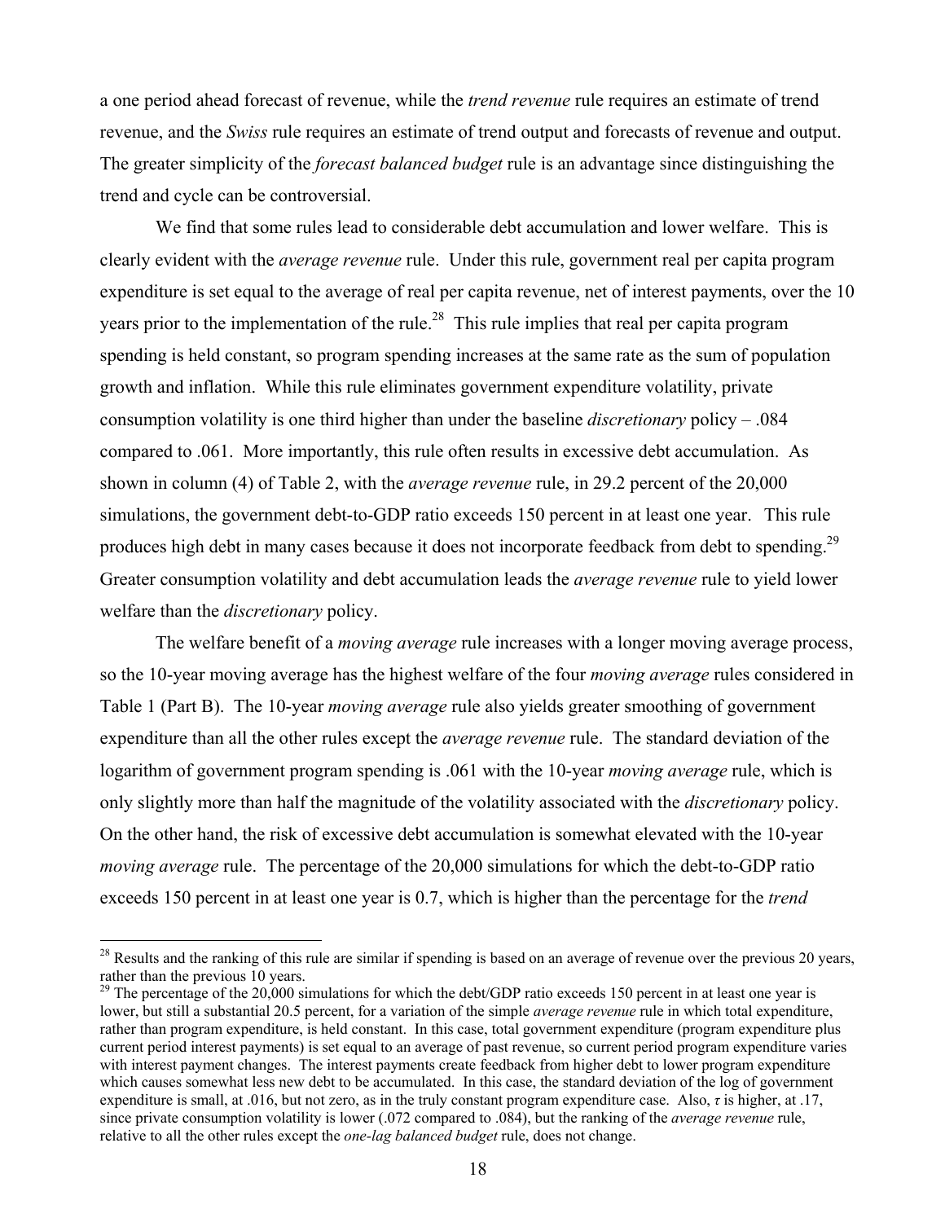a one period ahead forecast of revenue, while the *trend revenue* rule requires an estimate of trend revenue, and the *Swiss* rule requires an estimate of trend output and forecasts of revenue and output. The greater simplicity of the *forecast balanced budget* rule is an advantage since distinguishing the trend and cycle can be controversial.

We find that some rules lead to considerable debt accumulation and lower welfare. This is clearly evident with the *average revenue* rule. Under this rule, government real per capita program expenditure is set equal to the average of real per capita revenue, net of interest payments, over the 10 years prior to the implementation of the rule.[28] This rule implies that real per capita program spending is held constant, so program spending increases at the same rate as the sum of population growth and inflation. While this rule eliminates government expenditure volatility, private consumption volatility is one third higher than under the baseline *discretionary* policy – .084 compared to .061. More importantly, this rule often results in excessive debt accumulation. As shown in column (4) of Table 2, with the *average revenue* rule, in 29.2 percent of the 20,000 simulations, the government debt-to-GDP ratio exceeds 150 percent in at least one year. This rule produces high debt in many cases because it does not incorporate feedback from debt to spending.[29] Greater consumption volatility and debt accumulation leads the *average revenue* rule to yield lower welfare than the *discretionary* policy.

The welfare benefit of a *moving average* rule increases with a longer moving average process, so the 10-year moving average has the highest welfare of the four *moving average* rules considered in Table 1 (Part B). The 10-year *moving average* rule also yields greater smoothing of government expenditure than all the other rules except the *average revenue* rule. The standard deviation of the logarithm of government program spending is .061 with the 10-year *moving average* rule, which is only slightly more than half the magnitude of the volatility associated with the *discretionary* policy. On the other hand, the risk of excessive debt accumulation is somewhat elevated with the 10-year *moving average* rule. The percentage of the 20,000 simulations for which the debt-to-GDP ratio exceeds 150 percent in at least one year is 0.7, which is higher than the percentage for the *trend*

[28] Results and the ranking of this rule are similar if spending is based on an average of revenue over the previous 20 years, rather than the previous 10 years.

[29] The percentage of the 20,000 simulations for which the debt/GDP ratio exceeds 150 percent in at least one year is lower, but still a substantial 20.5 percent, for a variation of the simple *average revenue* rule in which total expenditure, rather than program expenditure, is held constant. In this case, total government expenditure (program expenditure plus current period interest payments) is set equal to an average of past revenue, so current period program expenditure varies with interest payment changes. The interest payments create feedback from higher debt to lower program expenditure which causes somewhat less new debt to be accumulated. In this case, the standard deviation of the log of government expenditure is small, at .016, but not zero, as in the truly constant program expenditure case. Also, $\tau$ is higher, at .17, since private consumption volatility is lower (.072 compared to .084), but the ranking of the *average revenue* rule, relative to all the other rules except the *one-lag balanced budget* rule, does not change.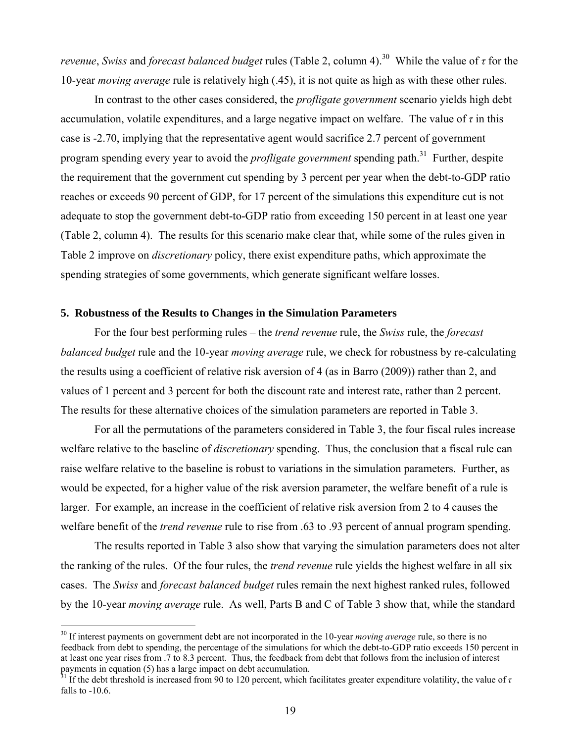*revenue*, *Swiss* and *forecast balanced budget* rules (Table 2, column 4).[30] While the value of $\tau$ for the 10-year *moving average* rule is relatively high (.45), it is not quite as high as with these other rules.

In contrast to the other cases considered, the *profligate government* scenario yields high debt accumulation, volatile expenditures, and a large negative impact on welfare. The value of $\tau$ in this case is -2.70, implying that the representative agent would sacrifice 2.7 percent of government program spending every year to avoid the *profligate government* spending path.[31] Further, despite the requirement that the government cut spending by 3 percent per year when the debt-to-GDP ratio reaches or exceeds 90 percent of GDP, for 17 percent of the simulations this expenditure cut is not adequate to stop the government debt-to-GDP ratio from exceeding 150 percent in at least one year (Table 2, column 4). The results for this scenario make clear that, while some of the rules given in Table 2 improve on *discretionary* policy, there exist expenditure paths, which approximate the spending strategies of some governments, which generate significant welfare losses.

## 5. Robustness of the Results to Changes in the Simulation Parameters

For the four best performing rules – the *trend revenue* rule, the *Swiss* rule, the *forecast balanced budget* rule and the 10-year *moving average* rule, we check for robustness by re-calculating the results using a coefficient of relative risk aversion of 4 (as in Barro (2009)) rather than 2, and values of 1 percent and 3 percent for both the discount rate and interest rate, rather than 2 percent. The results for these alternative choices of the simulation parameters are reported in Table 3.

For all the permutations of the parameters considered in Table 3, the four fiscal rules increase welfare relative to the baseline of *discretionary* spending. Thus, the conclusion that a fiscal rule can raise welfare relative to the baseline is robust to variations in the simulation parameters. Further, as would be expected, for a higher value of the risk aversion parameter, the welfare benefit of a rule is larger. For example, an increase in the coefficient of relative risk aversion from 2 to 4 causes the welfare benefit of the *trend revenue* rule to rise from .63 to .93 percent of annual program spending.

The results reported in Table 3 also show that varying the simulation parameters does not alter the ranking of the rules. Of the four rules, the *trend revenue* rule yields the highest welfare in all six cases. The *Swiss* and *forecast balanced budget* rules remain the next highest ranked rules, followed by the 10-year *moving average* rule. As well, Parts B and C of Table 3 show that, while the standard

[30] If interest payments on government debt are not incorporated in the 10-year *moving average* rule, so there is no feedback from debt to spending, the percentage of the simulations for which the debt-to-GDP ratio exceeds 150 percent in at least one year rises from .7 to 8.3 percent. Thus, the feedback from debt that follows from the inclusion of interest payments in equation (5) has a large impact on debt accumulation.

[31] If the debt threshold is increased from 90 to 120 percent, which facilitates greater expenditure volatility, the value of $\tau$ falls to -10.6.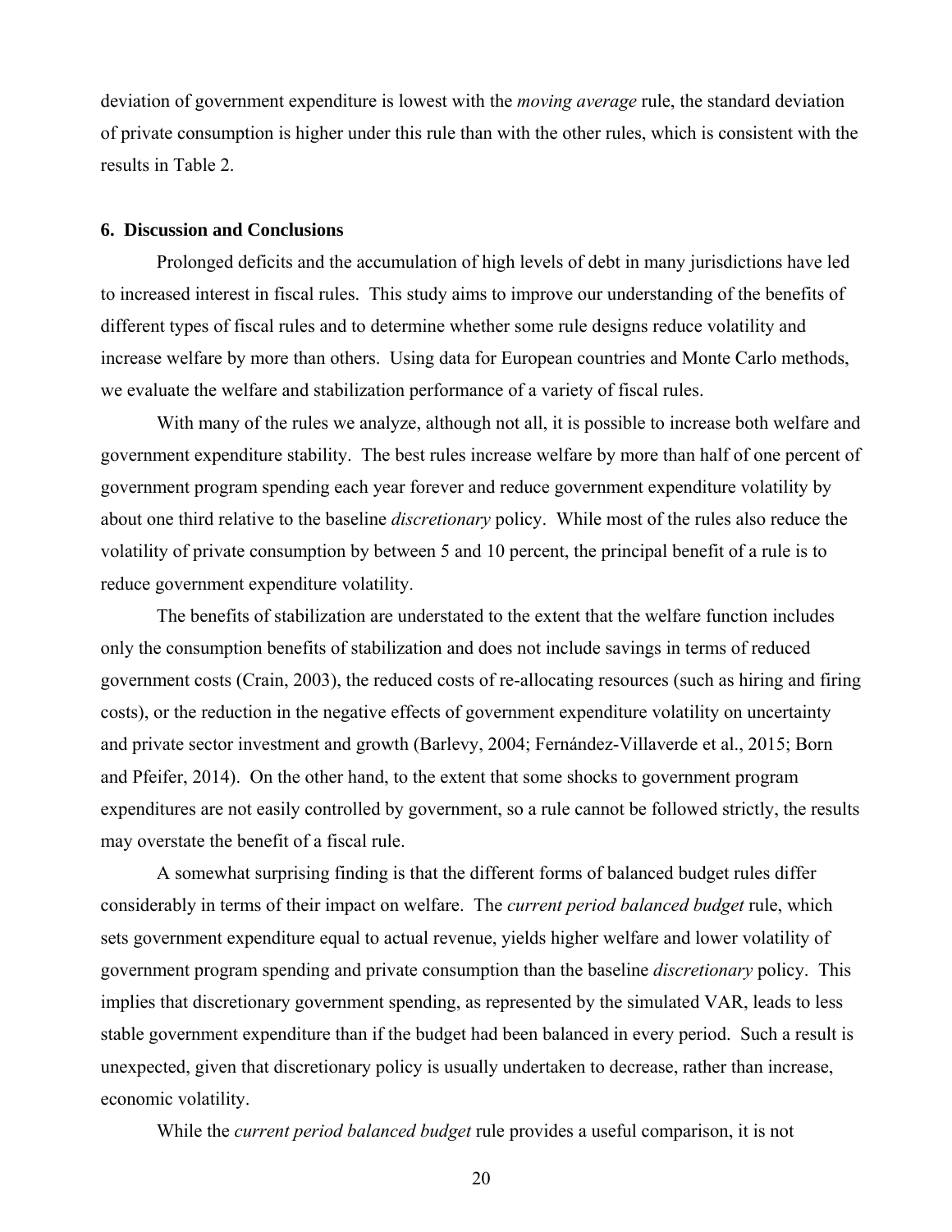deviation of government expenditure is lowest with the *moving average* rule, the standard deviation of private consumption is higher under this rule than with the other rules, which is consistent with the results in Table 2.

## 6. Discussion and Conclusions

Prolonged deficits and the accumulation of high levels of debt in many jurisdictions have led to increased interest in fiscal rules. This study aims to improve our understanding of the benefits of different types of fiscal rules and to determine whether some rule designs reduce volatility and increase welfare by more than others. Using data for European countries and Monte Carlo methods, we evaluate the welfare and stabilization performance of a variety of fiscal rules.

With many of the rules we analyze, although not all, it is possible to increase both welfare and government expenditure stability. The best rules increase welfare by more than half of one percent of government program spending each year forever and reduce government expenditure volatility by about one third relative to the baseline *discretionary* policy. While most of the rules also reduce the volatility of private consumption by between 5 and 10 percent, the principal benefit of a rule is to reduce government expenditure volatility.

The benefits of stabilization are understated to the extent that the welfare function includes only the consumption benefits of stabilization and does not include savings in terms of reduced government costs (Crain, 2003), the reduced costs of re-allocating resources (such as hiring and firing costs), or the reduction in the negative effects of government expenditure volatility on uncertainty and private sector investment and growth (Barlevy, 2004; Fernández-Villaverde et al., 2015; Born and Pfeifer, 2014). On the other hand, to the extent that some shocks to government program expenditures are not easily controlled by government, so a rule cannot be followed strictly, the results may overstate the benefit of a fiscal rule.

A somewhat surprising finding is that the different forms of balanced budget rules differ considerably in terms of their impact on welfare. The *current period balanced budget* rule, which sets government expenditure equal to actual revenue, yields higher welfare and lower volatility of government program spending and private consumption than the baseline *discretionary* policy. This implies that discretionary government spending, as represented by the simulated VAR, leads to less stable government expenditure than if the budget had been balanced in every period. Such a result is unexpected, given that discretionary policy is usually undertaken to decrease, rather than increase, economic volatility.

While the *current period balanced budget* rule provides a useful comparison, it is not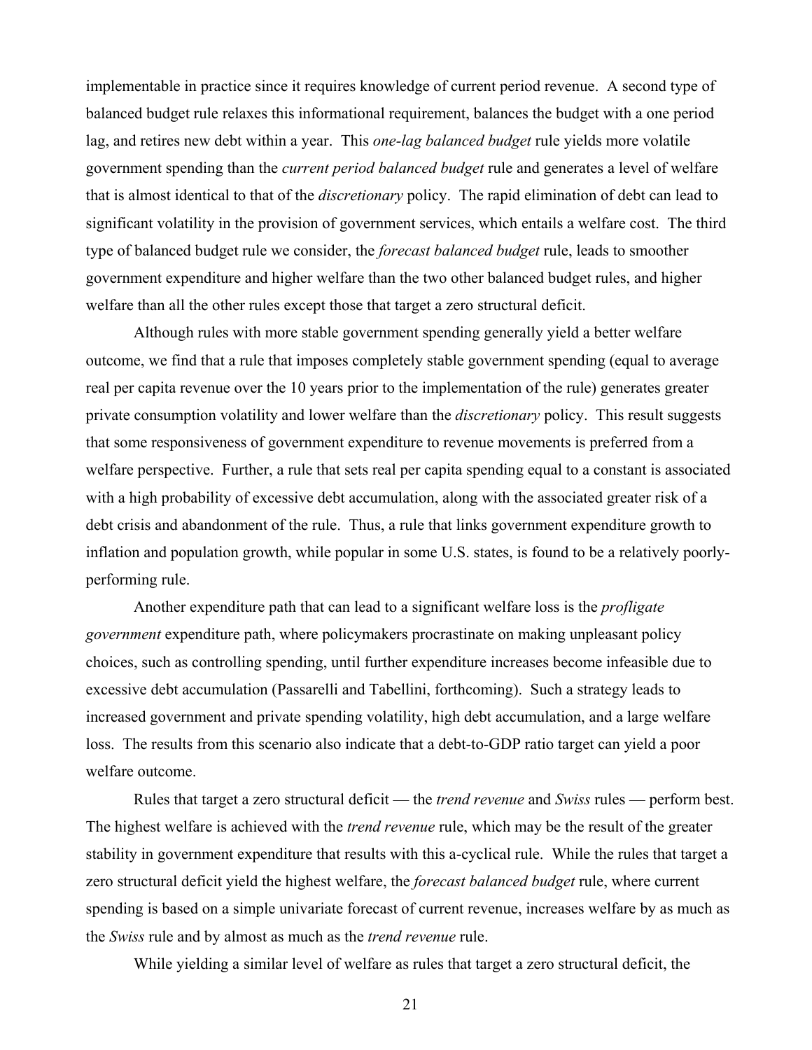implementable in practice since it requires knowledge of current period revenue. A second type of balanced budget rule relaxes this informational requirement, balances the budget with a one period lag, and retires new debt within a year. This *one-lag balanced budget* rule yields more volatile government spending than the *current period balanced budget* rule and generates a level of welfare that is almost identical to that of the *discretionary* policy. The rapid elimination of debt can lead to significant volatility in the provision of government services, which entails a welfare cost. The third type of balanced budget rule we consider, the *forecast balanced budget* rule, leads to smoother government expenditure and higher welfare than the two other balanced budget rules, and higher welfare than all the other rules except those that target a zero structural deficit.

Although rules with more stable government spending generally yield a better welfare outcome, we find that a rule that imposes completely stable government spending (equal to average real per capita revenue over the 10 years prior to the implementation of the rule) generates greater private consumption volatility and lower welfare than the *discretionary* policy. This result suggests that some responsiveness of government expenditure to revenue movements is preferred from a welfare perspective. Further, a rule that sets real per capita spending equal to a constant is associated with a high probability of excessive debt accumulation, along with the associated greater risk of a debt crisis and abandonment of the rule. Thus, a rule that links government expenditure growth to inflation and population growth, while popular in some U.S. states, is found to be a relatively poorly-performing rule.

Another expenditure path that can lead to a significant welfare loss is the *profligate government* expenditure path, where policymakers procrastinate on making unpleasant policy choices, such as controlling spending, until further expenditure increases become infeasible due to excessive debt accumulation (Passarelli and Tabellini, forthcoming). Such a strategy leads to increased government and private spending volatility, high debt accumulation, and a large welfare loss. The results from this scenario also indicate that a debt-to-GDP ratio target can yield a poor welfare outcome.

Rules that target a zero structural deficit — the *trend revenue* and *Swiss* rules — perform best. The highest welfare is achieved with the *trend revenue* rule, which may be the result of the greater stability in government expenditure that results with this a-cyclical rule. While the rules that target a zero structural deficit yield the highest welfare, the *forecast balanced budget* rule, where current spending is based on a simple univariate forecast of current revenue, increases welfare by as much as the *Swiss* rule and by almost as much as the *trend revenue* rule.

While yielding a similar level of welfare as rules that target a zero structural deficit, the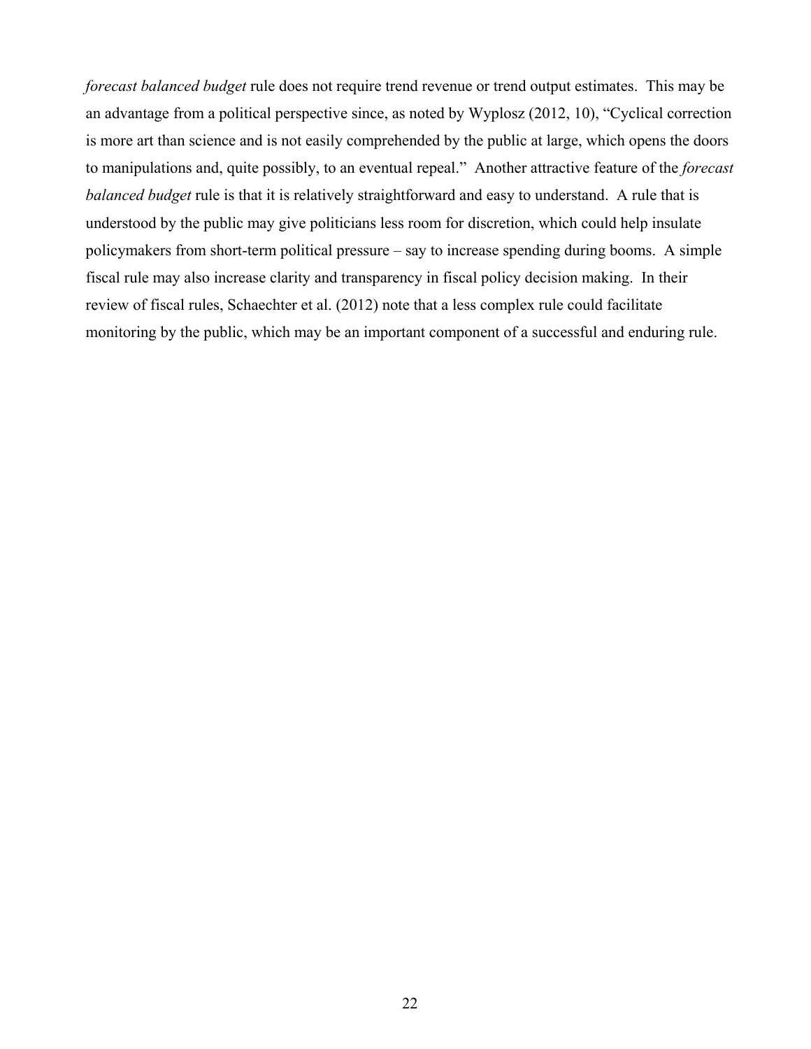*forecast balanced budget* rule does not require trend revenue or trend output estimates. This may be an advantage from a political perspective since, as noted by Wyplosz (2012, 10), "Cyclical correction is more art than science and is not easily comprehended by the public at large, which opens the doors to manipulations and, quite possibly, to an eventual repeal." Another attractive feature of the *forecast balanced budget* rule is that it is relatively straightforward and easy to understand. A rule that is understood by the public may give politicians less room for discretion, which could help insulate policymakers from short-term political pressure – say to increase spending during booms. A simple fiscal rule may also increase clarity and transparency in fiscal policy decision making. In their review of fiscal rules, Schaechter et al. (2012) note that a less complex rule could facilitate monitoring by the public, which may be an important component of a successful and enduring rule.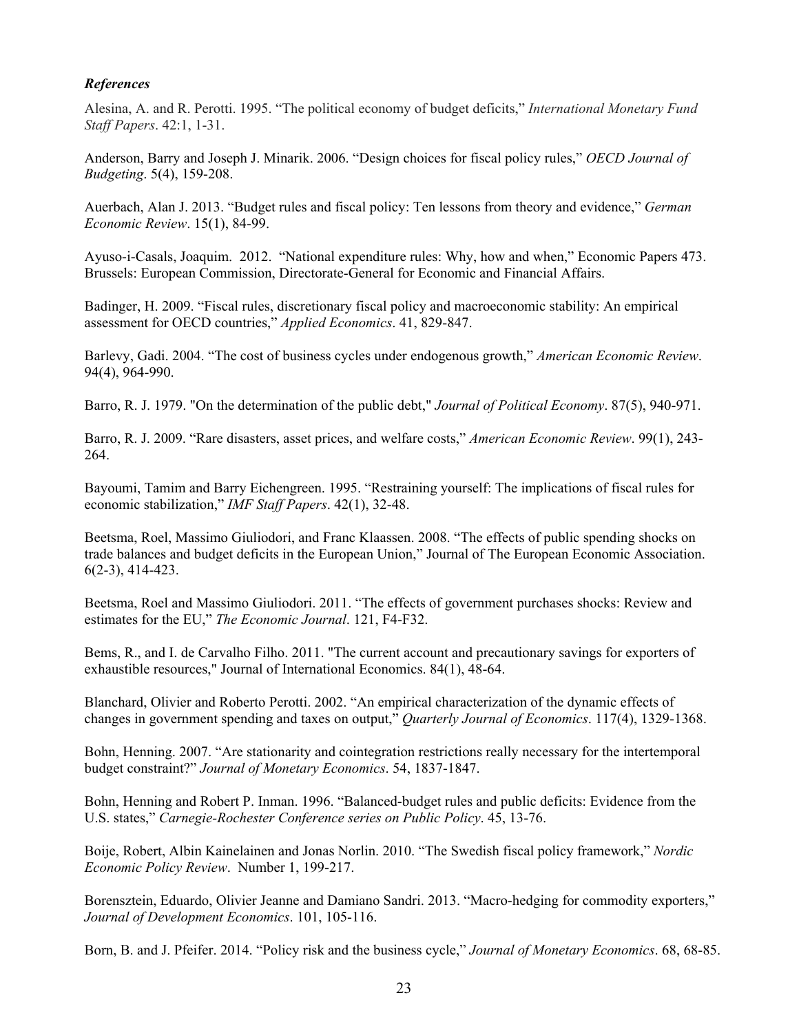***References***

Alesina, A. and R. Perotti. 1995. "The political economy of budget deficits," *International Monetary Fund Staff Papers*. 42:1, 1-31.

Anderson, Barry and Joseph J. Minarik. 2006. "Design choices for fiscal policy rules," *OECD Journal of Budgeting*. 5(4), 159-208.

Auerbach, Alan J. 2013. "Budget rules and fiscal policy: Ten lessons from theory and evidence," *German Economic Review*. 15(1), 84-99.

Ayuso-i-Casals, Joaquim. 2012. "National expenditure rules: Why, how and when," Economic Papers 473. Brussels: European Commission, Directorate-General for Economic and Financial Affairs.

Badinger, H. 2009. "Fiscal rules, discretionary fiscal policy and macroeconomic stability: An empirical assessment for OECD countries," *Applied Economics*. 41, 829-847.

Barlevy, Gadi. 2004. "The cost of business cycles under endogenous growth," *American Economic Review*. 94(4), 964-990.

Barro, R. J. 1979. "On the determination of the public debt," *Journal of Political Economy*. 87(5), 940-971.

Barro, R. J. 2009. "Rare disasters, asset prices, and welfare costs," *American Economic Review*. 99(1), 243-264.

Bayoumi, Tamim and Barry Eichengreen. 1995. "Restraining yourself: The implications of fiscal rules for economic stabilization," *IMF Staff Papers*. 42(1), 32-48.

Beetsma, Roel, Massimo Giuliodori, and Franc Klaassen. 2008. "The effects of public spending shocks on trade balances and budget deficits in the European Union," Journal of The European Economic Association. 6(2-3), 414-423.

Beetsma, Roel and Massimo Giuliodori. 2011. "The effects of government purchases shocks: Review and estimates for the EU," *The Economic Journal*. 121, F4-F32.

Bems, R., and I. de Carvalho Filho. 2011. "The current account and precautionary savings for exporters of exhaustible resources," Journal of International Economics. 84(1), 48-64.

Blanchard, Olivier and Roberto Perotti. 2002. "An empirical characterization of the dynamic effects of changes in government spending and taxes on output," *Quarterly Journal of Economics*. 117(4), 1329-1368.

Bohn, Henning. 2007. "Are stationarity and cointegration restrictions really necessary for the intertemporal budget constraint?" *Journal of Monetary Economics*. 54, 1837-1847.

Bohn, Henning and Robert P. Inman. 1996. "Balanced-budget rules and public deficits: Evidence from the U.S. states," *Carnegie-Rochester Conference series on Public Policy*. 45, 13-76.

Boije, Robert, Albin Kainelainen and Jonas Norlin. 2010. "The Swedish fiscal policy framework," *Nordic Economic Policy Review*. Number 1, 199-217.

Borensztein, Eduardo, Olivier Jeanne and Damiano Sandri. 2013. "Macro-hedging for commodity exporters," *Journal of Development Economics*. 101, 105-116.

Born, B. and J. Pfeifer. 2014. "Policy risk and the business cycle," *Journal of Monetary Economics*. 68, 68-85.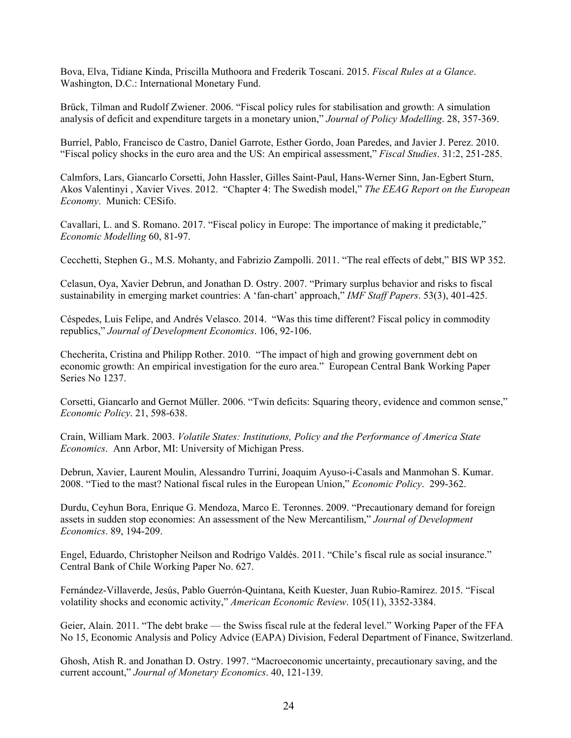Bova, Elva, Tidiane Kinda, Priscilla Muthoora and Frederik Toscani. 2015. *Fiscal Rules at a Glance*. Washington, D.C.: International Monetary Fund.

Brück, Tilman and Rudolf Zwiener. 2006. "Fiscal policy rules for stabilisation and growth: A simulation analysis of deficit and expenditure targets in a monetary union," *Journal of Policy Modelling*. 28, 357-369.

Burriel, Pablo, Francisco de Castro, Daniel Garrote, Esther Gordo, Joan Paredes, and Javier J. Perez. 2010. "Fiscal policy shocks in the euro area and the US: An empirical assessment," *Fiscal Studies*. 31:2, 251-285.

Calmfors, Lars, Giancarlo Corsetti, John Hassler, Gilles Saint-Paul, Hans-Werner Sinn, Jan-Egbert Sturn, Akos Valentinyi , Xavier Vives. 2012. "Chapter 4: The Swedish model," *The EEAG Report on the European Economy*. Munich: CESifo.

Cavallari, L. and S. Romano. 2017. "Fiscal policy in Europe: The importance of making it predictable," *Economic Modelling* 60, 81-97.

Cecchetti, Stephen G., M.S. Mohanty, and Fabrizio Zampolli. 2011. "The real effects of debt," BIS WP 352.

Celasun, Oya, Xavier Debrun, and Jonathan D. Ostry. 2007. "Primary surplus behavior and risks to fiscal sustainability in emerging market countries: A 'fan-chart' approach," *IMF Staff Papers*. 53(3), 401-425.

Céspedes, Luis Felipe, and Andrés Velasco. 2014. "Was this time different? Fiscal policy in commodity republics," *Journal of Development Economics*. 106, 92-106.

Checherita, Cristina and Philipp Rother. 2010. "The impact of high and growing government debt on economic growth: An empirical investigation for the euro area." European Central Bank Working Paper Series No 1237.

Corsetti, Giancarlo and Gernot Müller. 2006. "Twin deficits: Squaring theory, evidence and common sense," *Economic Policy*. 21, 598-638.

Crain, William Mark. 2003. *Volatile States: Institutions, Policy and the Performance of America State Economics*. Ann Arbor, MI: University of Michigan Press.

Debrun, Xavier, Laurent Moulin, Alessandro Turrini, Joaquim Ayuso-i-Casals and Manmohan S. Kumar. 2008. "Tied to the mast? National fiscal rules in the European Union," *Economic Policy*. 299-362.

Durdu, Ceyhun Bora, Enrique G. Mendoza, Marco E. Teronnes. 2009. "Precautionary demand for foreign assets in sudden stop economies: An assessment of the New Mercantilism," *Journal of Development Economics*. 89, 194-209.

Engel, Eduardo, Christopher Neilson and Rodrigo Valdés. 2011. "Chile's fiscal rule as social insurance." Central Bank of Chile Working Paper No. 627.

Fernández-Villaverde, Jesús, Pablo Guerrón-Quintana, Keith Kuester, Juan Rubio-Ramírez. 2015. "Fiscal volatility shocks and economic activity," *American Economic Review*. 105(11), 3352-3384.

Geier, Alain. 2011. "The debt brake — the Swiss fiscal rule at the federal level." Working Paper of the FFA No 15, Economic Analysis and Policy Advice (EAPA) Division, Federal Department of Finance, Switzerland.

Ghosh, Atish R. and Jonathan D. Ostry. 1997. "Macroeconomic uncertainty, precautionary saving, and the current account," *Journal of Monetary Economics*. 40, 121-139.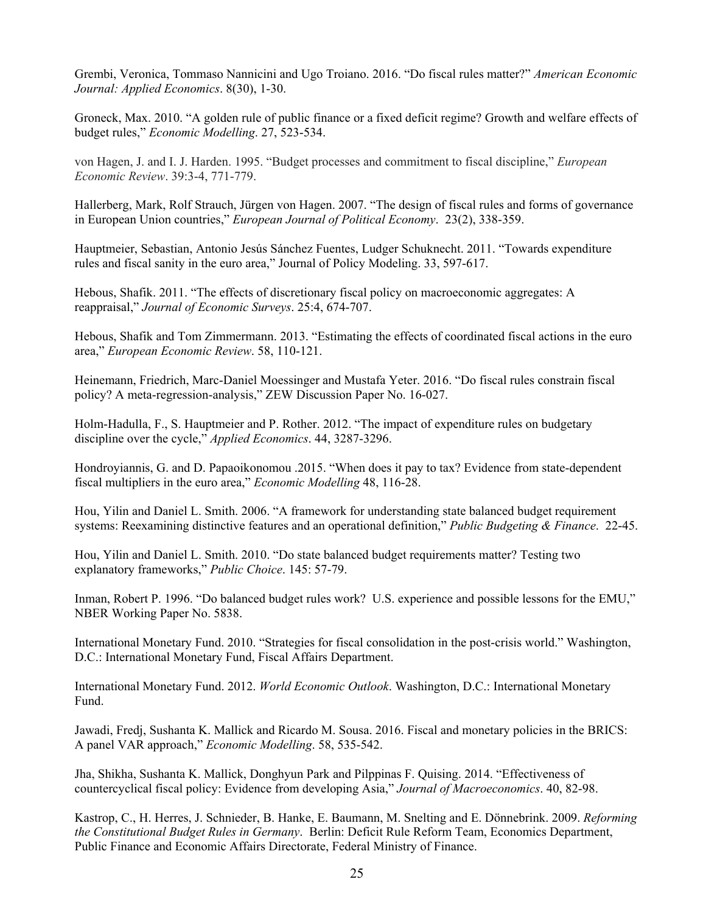Grembi, Veronica, Tommaso Nannicini and Ugo Troiano. 2016. "Do fiscal rules matter?" *American Economic Journal: Applied Economics*. 8(30), 1-30.

Groneck, Max. 2010. "A golden rule of public finance or a fixed deficit regime? Growth and welfare effects of budget rules," *Economic Modelling*. 27, 523-534.

von Hagen, J. and I. J. Harden. 1995. "Budget processes and commitment to fiscal discipline," *European Economic Review*. 39:3-4, 771-779.

Hallerberg, Mark, Rolf Strauch, Jürgen von Hagen. 2007. "The design of fiscal rules and forms of governance in European Union countries," *European Journal of Political Economy*. 23(2), 338-359.

Hauptmeier, Sebastian, Antonio Jesús Sánchez Fuentes, Ludger Schuknecht. 2011. "Towards expenditure rules and fiscal sanity in the euro area," Journal of Policy Modeling. 33, 597-617.

Hebous, Shafik. 2011. "The effects of discretionary fiscal policy on macroeconomic aggregates: A reappraisal," *Journal of Economic Surveys*. 25:4, 674-707.

Hebous, Shafik and Tom Zimmermann. 2013. "Estimating the effects of coordinated fiscal actions in the euro area," *European Economic Review*. 58, 110-121.

Heinemann, Friedrich, Marc-Daniel Moessinger and Mustafa Yeter. 2016. "Do fiscal rules constrain fiscal policy? A meta-regression-analysis," ZEW Discussion Paper No. 16-027.

Holm-Hadulla, F., S. Hauptmeier and P. Rother. 2012. "The impact of expenditure rules on budgetary discipline over the cycle," *Applied Economics*. 44, 3287-3296.

Hondroyiannis, G. and D. Papaoikonomou .2015. "When does it pay to tax? Evidence from state-dependent fiscal multipliers in the euro area," *Economic Modelling* 48, 116-28.

Hou, Yilin and Daniel L. Smith. 2006. "A framework for understanding state balanced budget requirement systems: Reexamining distinctive features and an operational definition," *Public Budgeting & Finance*. 22-45.

Hou, Yilin and Daniel L. Smith. 2010. "Do state balanced budget requirements matter? Testing two explanatory frameworks," *Public Choice*. 145: 57-79.

Inman, Robert P. 1996. "Do balanced budget rules work? U.S. experience and possible lessons for the EMU," NBER Working Paper No. 5838.

International Monetary Fund. 2010. "Strategies for fiscal consolidation in the post-crisis world." Washington, D.C.: International Monetary Fund, Fiscal Affairs Department.

International Monetary Fund. 2012. *World Economic Outlook*. Washington, D.C.: International Monetary Fund.

Jawadi, Fredj, Sushanta K. Mallick and Ricardo M. Sousa. 2016. Fiscal and monetary policies in the BRICS: A panel VAR approach," *Economic Modelling*. 58, 535-542.

Jha, Shikha, Sushanta K. Mallick, Donghyun Park and Pilppinas F. Quising. 2014. "Effectiveness of countercyclical fiscal policy: Evidence from developing Asia," *Journal of Macroeconomics*. 40, 82-98.

Kastrop, C., H. Herres, J. Schnieder, B. Hanke, E. Baumann, M. Snelting and E. Dönnebrink. 2009. *Reforming the Constitutional Budget Rules in Germany*. Berlin: Deficit Rule Reform Team, Economics Department, Public Finance and Economic Affairs Directorate, Federal Ministry of Finance.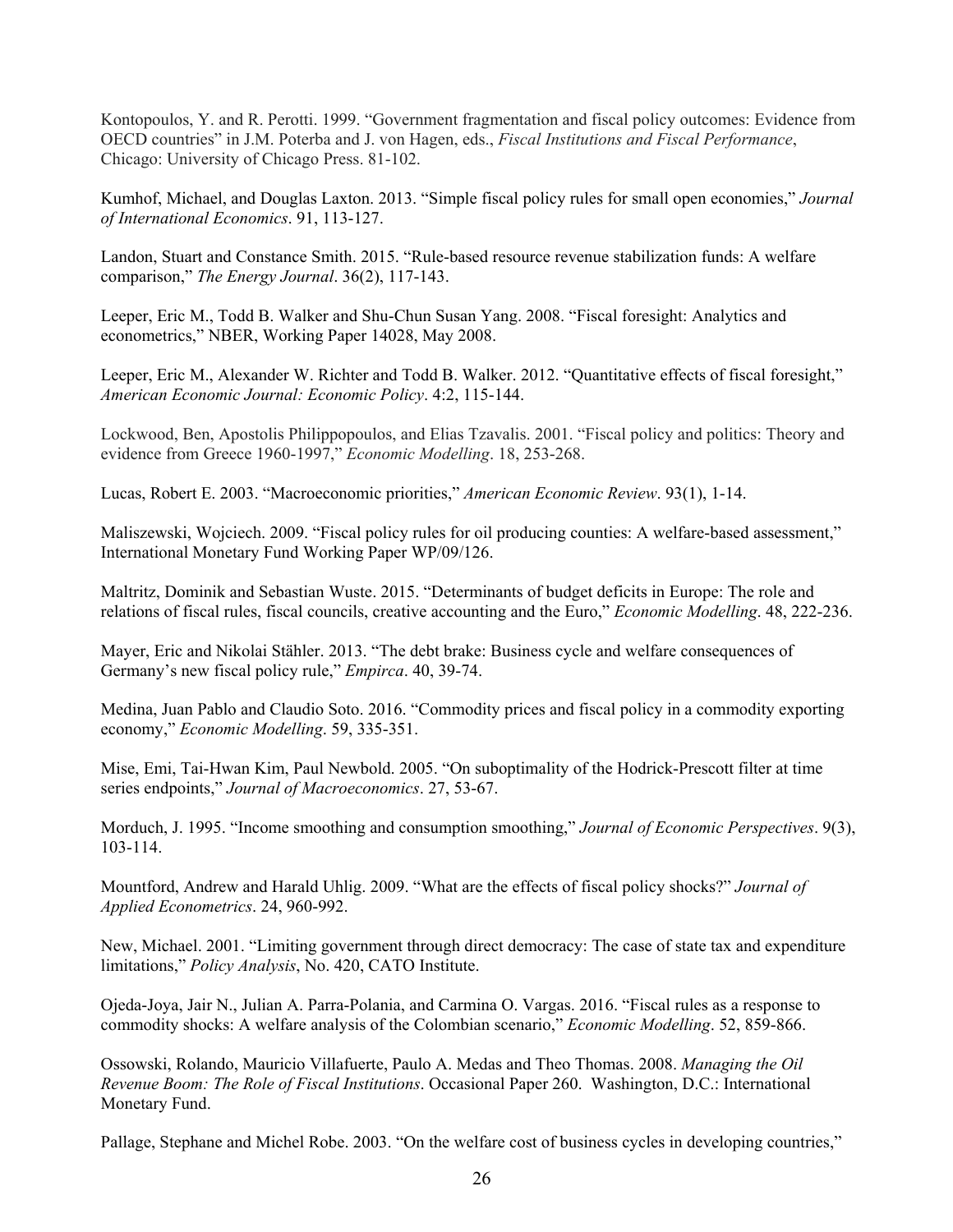Kontopoulos, Y. and R. Perotti. 1999. "Government fragmentation and fiscal policy outcomes: Evidence from OECD countries" in J.M. Poterba and J. von Hagen, eds., *Fiscal Institutions and Fiscal Performance*, Chicago: University of Chicago Press. 81-102.

Kumhof, Michael, and Douglas Laxton. 2013. "Simple fiscal policy rules for small open economies," *Journal of International Economics*. 91, 113-127.

Landon, Stuart and Constance Smith. 2015. "Rule-based resource revenue stabilization funds: A welfare comparison," *The Energy Journal*. 36(2), 117-143.

Leeper, Eric M., Todd B. Walker and Shu-Chun Susan Yang. 2008. "Fiscal foresight: Analytics and econometrics," NBER, Working Paper 14028, May 2008.

Leeper, Eric M., Alexander W. Richter and Todd B. Walker. 2012. "Quantitative effects of fiscal foresight," *American Economic Journal: Economic Policy*. 4:2, 115-144.

Lockwood, Ben, Apostolis Philippopoulos, and Elias Tzavalis. 2001. "Fiscal policy and politics: Theory and evidence from Greece 1960-1997," *Economic Modelling*. 18, 253-268.

Lucas, Robert E. 2003. "Macroeconomic priorities," *American Economic Review*. 93(1), 1-14.

Maliszewski, Wojciech. 2009. "Fiscal policy rules for oil producing counties: A welfare-based assessment," International Monetary Fund Working Paper WP/09/126.

Maltritz, Dominik and Sebastian Wuste. 2015. "Determinants of budget deficits in Europe: The role and relations of fiscal rules, fiscal councils, creative accounting and the Euro," *Economic Modelling*. 48, 222-236.

Mayer, Eric and Nikolai Stähler. 2013. "The debt brake: Business cycle and welfare consequences of Germany's new fiscal policy rule," *Empirca*. 40, 39-74.

Medina, Juan Pablo and Claudio Soto. 2016. "Commodity prices and fiscal policy in a commodity exporting economy," *Economic Modelling*. 59, 335-351.

Mise, Emi, Tai-Hwan Kim, Paul Newbold. 2005. "On suboptimality of the Hodrick-Prescott filter at time series endpoints," *Journal of Macroeconomics*. 27, 53-67.

Morduch, J. 1995. "Income smoothing and consumption smoothing," *Journal of Economic Perspectives*. 9(3), 103-114.

Mountford, Andrew and Harald Uhlig. 2009. "What are the effects of fiscal policy shocks?" *Journal of Applied Econometrics*. 24, 960-992.

New, Michael. 2001. "Limiting government through direct democracy: The case of state tax and expenditure limitations," *Policy Analysis*, No. 420, CATO Institute.

Ojeda-Joya, Jair N., Julian A. Parra-Polania, and Carmina O. Vargas. 2016. "Fiscal rules as a response to commodity shocks: A welfare analysis of the Colombian scenario," *Economic Modelling*. 52, 859-866.

Ossowski, Rolando, Mauricio Villafuerte, Paulo A. Medas and Theo Thomas. 2008. *Managing the Oil Revenue Boom: The Role of Fiscal Institutions*. Occasional Paper 260. Washington, D.C.: International Monetary Fund.

Pallage, Stephane and Michel Robe. 2003. "On the welfare cost of business cycles in developing countries,"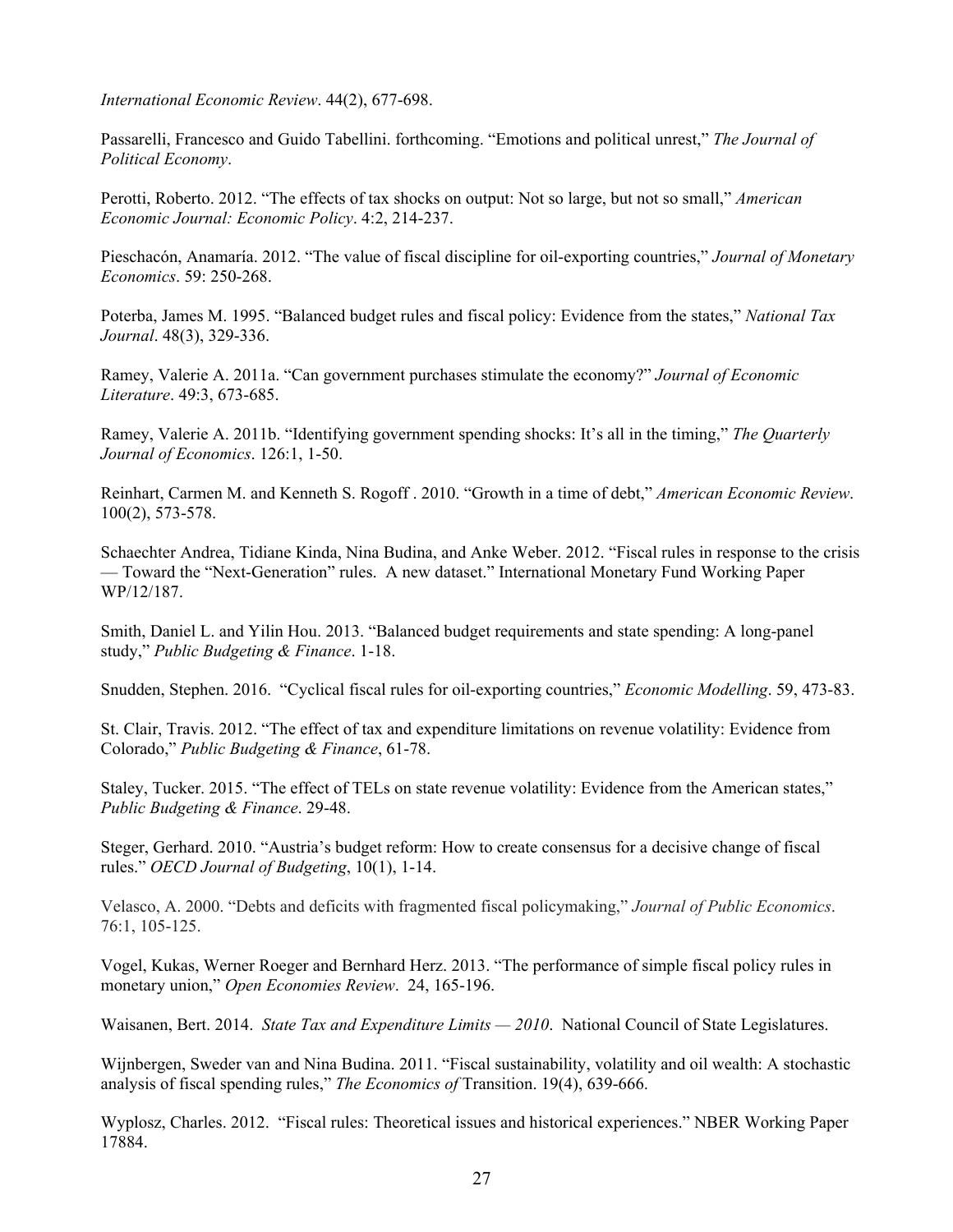*International Economic Review*. 44(2), 677-698.

Passarelli, Francesco and Guido Tabellini. forthcoming. “Emotions and political unrest,” *The Journal of Political Economy*.

Perotti, Roberto. 2012. “The effects of tax shocks on output: Not so large, but not so small,” *American Economic Journal: Economic Policy*. 4:2, 214-237.

Pieschacón, Anamaría. 2012. “The value of fiscal discipline for oil-exporting countries,” *Journal of Monetary Economics*. 59: 250-268.

Poterba, James M. 1995. “Balanced budget rules and fiscal policy: Evidence from the states,” *National Tax Journal*. 48(3), 329-336.

Ramey, Valerie A. 2011a. “Can government purchases stimulate the economy?” *Journal of Economic Literature*. 49:3, 673-685.

Ramey, Valerie A. 2011b. “Identifying government spending shocks: It’s all in the timing,” *The Quarterly Journal of Economics*. 126:1, 1-50.

Reinhart, Carmen M. and Kenneth S. Rogoff . 2010. “Growth in a time of debt,” *American Economic Review*. 100(2), 573-578.

Schaechter Andrea, Tidiane Kinda, Nina Budina, and Anke Weber. 2012. “Fiscal rules in response to the crisis — Toward the “Next-Generation” rules. A new dataset.” International Monetary Fund Working Paper WP/12/187.

Smith, Daniel L. and Yilin Hou. 2013. “Balanced budget requirements and state spending: A long-panel study,” *Public Budgeting & Finance*. 1-18.

Snudden, Stephen. 2016. “Cyclical fiscal rules for oil-exporting countries,” *Economic Modelling*. 59, 473-83.

St. Clair, Travis. 2012. “The effect of tax and expenditure limitations on revenue volatility: Evidence from Colorado,” *Public Budgeting & Finance*, 61-78.

Staley, Tucker. 2015. “The effect of TELs on state revenue volatility: Evidence from the American states,” *Public Budgeting & Finance*. 29-48.

Steger, Gerhard. 2010. “Austria’s budget reform: How to create consensus for a decisive change of fiscal rules.” *OECD Journal of Budgeting*, 10(1), 1-14.

Velasco, A. 2000. “Debts and deficits with fragmented fiscal policymaking,” *Journal of Public Economics*. 76:1, 105-125.

Vogel, Kukas, Werner Roeger and Bernhard Herz. 2013. “The performance of simple fiscal policy rules in monetary union,” *Open Economies Review*. 24, 165-196.

Waisanen, Bert. 2014. *State Tax and Expenditure Limits — 2010*. National Council of State Legislatures.

Wijnbergen, Sweder van and Nina Budina. 2011. “Fiscal sustainability, volatility and oil wealth: A stochastic analysis of fiscal spending rules,” *The Economics of* Transition. 19(4), 639-666.

Wyplosz, Charles. 2012. “Fiscal rules: Theoretical issues and historical experiences.” NBER Working Paper 17884.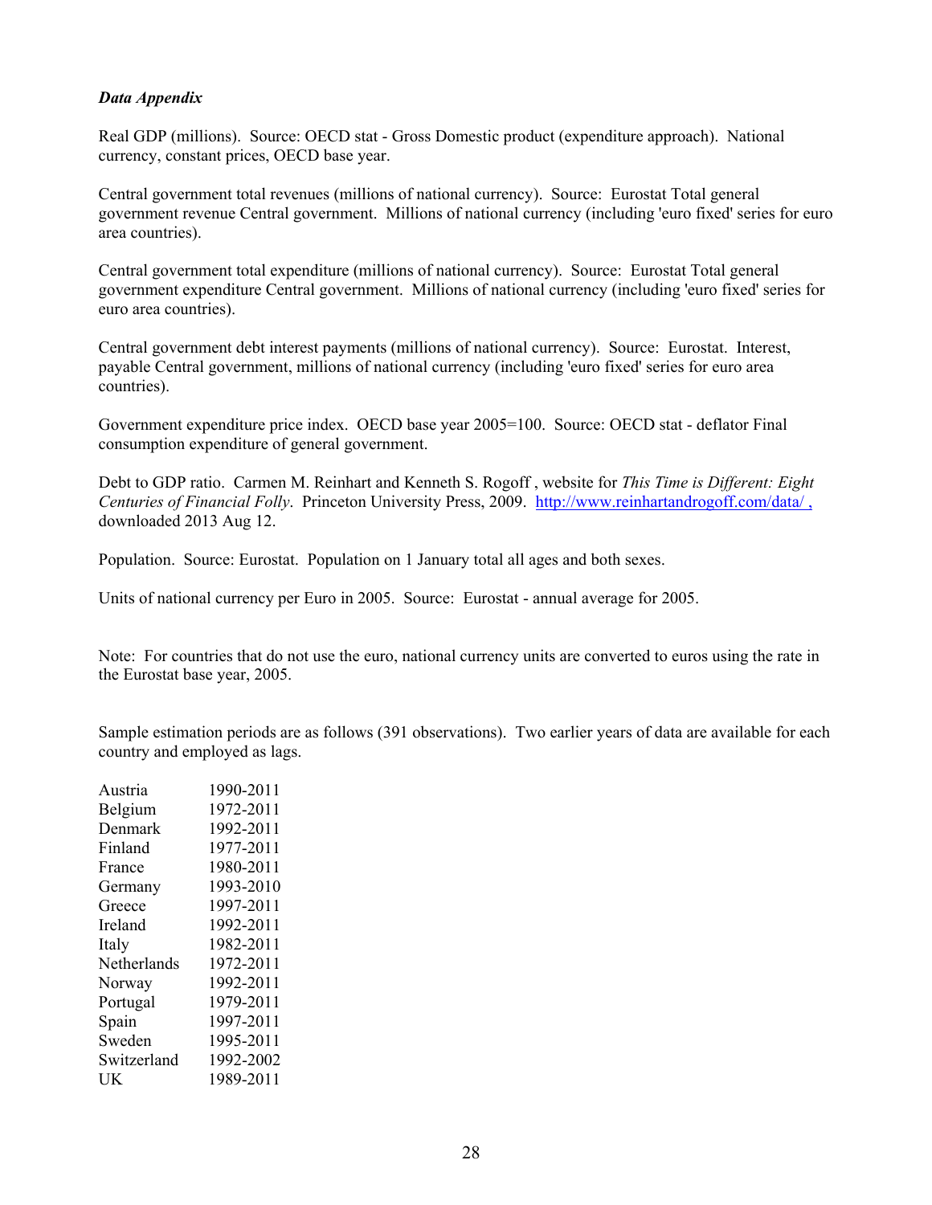***Data Appendix***

Real GDP (millions). Source: OECD stat - Gross Domestic product (expenditure approach). National currency, constant prices, OECD base year.

Central government total revenues (millions of national currency). Source: Eurostat Total general government revenue Central government. Millions of national currency (including 'euro fixed' series for euro area countries).

Central government total expenditure (millions of national currency). Source: Eurostat Total general government expenditure Central government. Millions of national currency (including 'euro fixed' series for euro area countries).

Central government debt interest payments (millions of national currency). Source: Eurostat. Interest, payable Central government, millions of national currency (including 'euro fixed' series for euro area countries).

Government expenditure price index. OECD base year 2005=100. Source: OECD stat - deflator Final consumption expenditure of general government.

Debt to GDP ratio. Carmen M. Reinhart and Kenneth S. Rogoff , website for *This Time is Different: Eight Centuries of Financial Folly*. Princeton University Press, 2009. http://www.reinhartandrogoff.com/data/ , downloaded 2013 Aug 12.

Population. Source: Eurostat. Population on 1 January total all ages and both sexes.

Units of national currency per Euro in 2005. Source: Eurostat - annual average for 2005.

Note: For countries that do not use the euro, national currency units are converted to euros using the rate in the Eurostat base year, 2005.

Sample estimation periods are as follows (391 observations). Two earlier years of data are available for each country and employed as lags.

| | |
|---|---|
| Austria | 1990-2011 |
| Belgium | 1972-2011 |
| Denmark | 1992-2011 |
| Finland | 1977-2011 |
| France | 1980-2011 |
| Germany | 1993-2010 |
| Greece | 1997-2011 |
| Ireland | 1992-2011 |
| Italy | 1982-2011 |
| Netherlands | 1972-2011 |
| Norway | 1992-2011 |
| Portugal | 1979-2011 |
| Spain | 1997-2011 |
| Sweden | 1995-2011 |
| Switzerland | 1992-2002 |
| UK | 1989-2011 |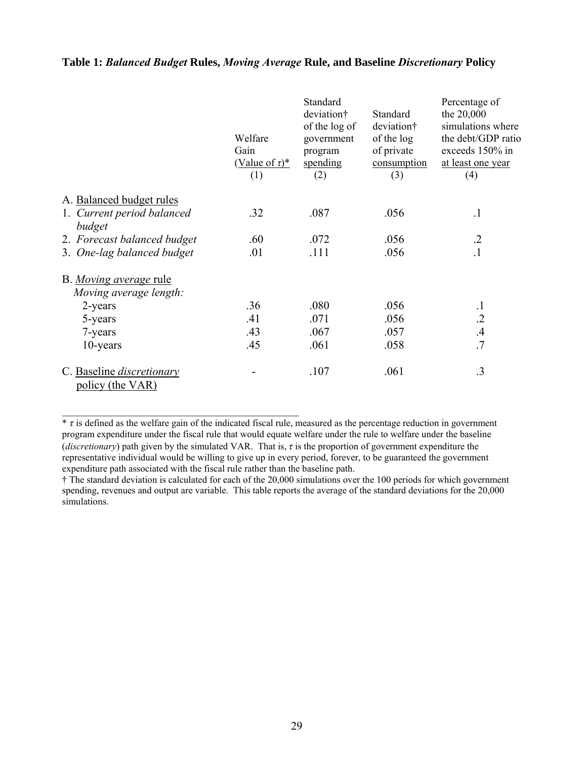**Table 1:** ***Balanced Budget*** **Rules,** ***Moving Average*** **Rule, and Baseline** ***Discretionary*** **Policy**

| | Welfare Gain (Value of $\tau$)* (1) | Standard deviation† of the log of government program spending (2) | Standard deviation† of the log of private consumption (3) | Percentage of the 20,000 simulations where the debt/GDP ratio exceeds 150% in at least one year (4) |
|---|---|---|---|---|
| A. Balanced budget rules | | | | |
| 1. *Current period balanced budget* | .32 | .087 | .056 | .1 |
| 2. *Forecast balanced budget* | .60 | .072 | .056 | .2 |
| 3. *One-lag balanced budget* | .01 | .111 | .056 | .1 |
| B. *Moving average* rule | | | | |
| *Moving average length:* | | | | |
| 2-years | .36 | .080 | .056 | .1 |
| 5-years | .41 | .071 | .056 | .2 |
| 7-years | .43 | .067 | .057 | .4 |
| 10-years | .45 | .061 | .058 | .7 |
| C. Baseline *discretionary* policy (the VAR) | - | .107 | .061 | .3 |

\* $\tau$ is defined as the welfare gain of the indicated fiscal rule, measured as the percentage reduction in government program expenditure under the fiscal rule that would equate welfare under the rule to welfare under the baseline (*discretionary*) path given by the simulated VAR. That is, $\tau$ is the proportion of government expenditure the representative individual would be willing to give up in every period, forever, to be guaranteed the government expenditure path associated with the fiscal rule rather than the baseline path.

† The standard deviation is calculated for each of the 20,000 simulations over the 100 periods for which government spending, revenues and output are variable. This table reports the average of the standard deviations for the 20,000 simulations.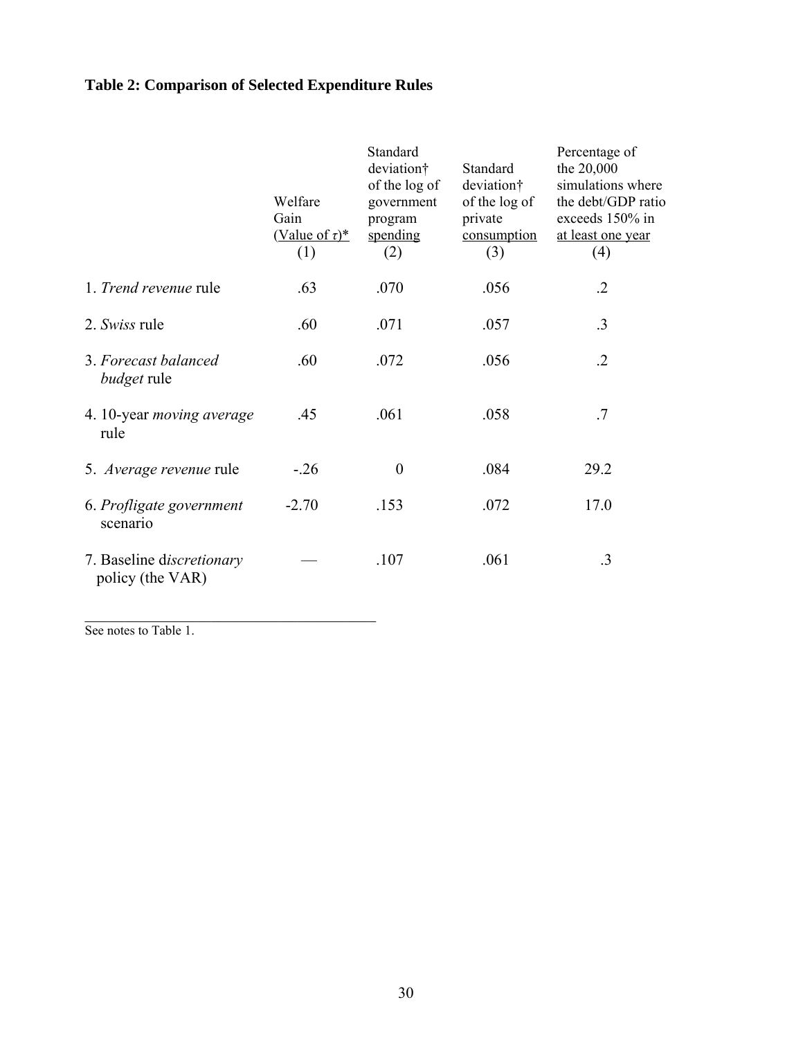**Table 2: Comparison of Selected Expenditure Rules**

| | Welfare Gain (Value of $\tau$)* (1) | Standard deviation† of the log of government program spending (2) | Standard deviation† of the log of private consumption (3) | Percentage of the 20,000 simulations where the debt/GDP ratio exceeds 150% in at least one year (4) |
|---|---|---|---|---|
| 1. *Trend revenue* rule | .63 | .070 | .056 | .2 |
| 2. *Swiss* rule | .60 | .071 | .057 | .3 |
| 3. *Forecast balanced budget* rule | .60 | .072 | .056 | .2 |
| 4. 10-year *moving average* rule | .45 | .061 | .058 | .7 |
| 5. *Average revenue* rule | -.26 | 0 | .084 | 29.2 |
| 6. *Profligate government* scenario | -2.70 | .153 | .072 | 17.0 |
| 7. Baseline d*iscretionary* policy (the VAR) | — | .107 | .061 | .3 |

See notes to Table 1.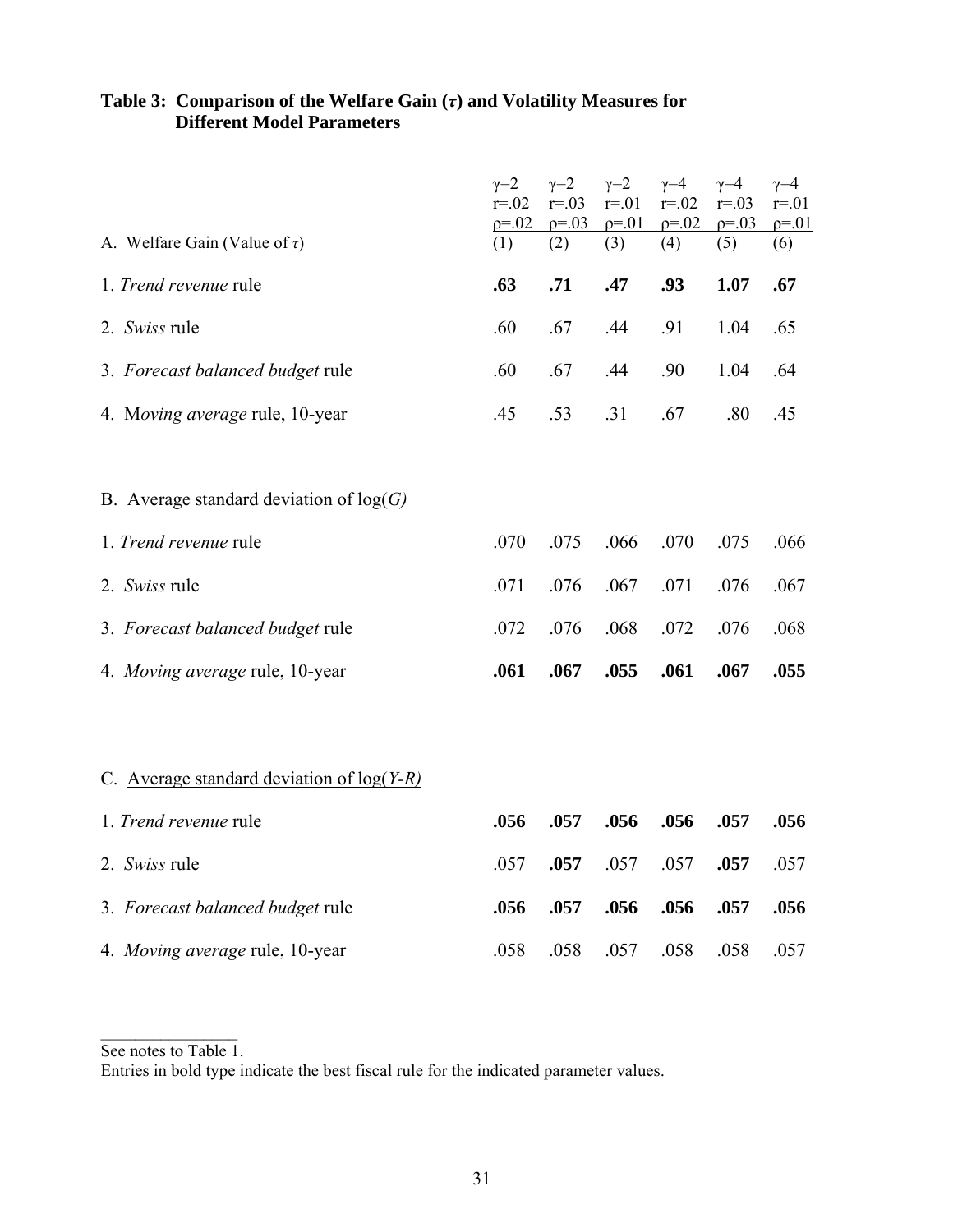**Table 3: Comparison of the Welfare Gain ($\tau$) and Volatility Measures for Different Model Parameters**

| | $\gamma$=2 r=.02 $\rho$=.02 (1) | $\gamma$=2 r=.03 $\rho$=.03 (2) | $\gamma$=2 r=.01 $\rho$=.01 (3) | $\gamma$=4 r=.02 $\rho$=.02 (4) | $\gamma$=4 r=.03 $\rho$=.03 (5) | $\gamma$=4 r=.01 $\rho$=.01 (6) |
|---|---|---|---|---|---|---|
| A. Welfare Gain (Value of $\tau$) | | | | | | |
| 1. *Trend revenue* rule | **.63** | **.71** | **.47** | **.93** | **1.07** | **.67** |
| 2. *Swiss* rule | .60 | .67 | .44 | .91 | 1.04 | .65 |
| 3. *Forecast balanced budget* rule | .60 | .67 | .44 | .90 | 1.04 | .64 |
| 4. M*oving average* rule, 10-year | .45 | .53 | .31 | .67 | .80 | .45 |
| B. Average standard deviation of log(*G)* | | | | | | |
| 1. *Trend revenue* rule | .070 | .075 | .066 | .070 | .075 | .066 |
| 2. *Swiss* rule | .071 | .076 | .067 | .071 | .076 | .067 |
| 3. *Forecast balanced budget* rule | .072 | .076 | .068 | .072 | .076 | .068 |
| 4. *Moving average* rule, 10-year | **.061** | **.067** | **.055** | **.061** | **.067** | **.055** |
| C. Average standard deviation of log(*Y-R)* | | | | | | |
| 1. *Trend revenue* rule | **.056** | **.057** | **.056** | **.056** | **.057** | **.056** |
| 2. *Swiss* rule | .057 | **.057** | .057 | .057 | **.057** | .057 |
| 3. *Forecast balanced budget* rule | **.056** | **.057** | **.056** | **.056** | **.057** | **.056** |
| 4. *Moving average* rule, 10-year | .058 | .058 | .057 | .058 | .058 | .057 |

See notes to Table 1.

Entries in bold type indicate the best fiscal rule for the indicated parameter values.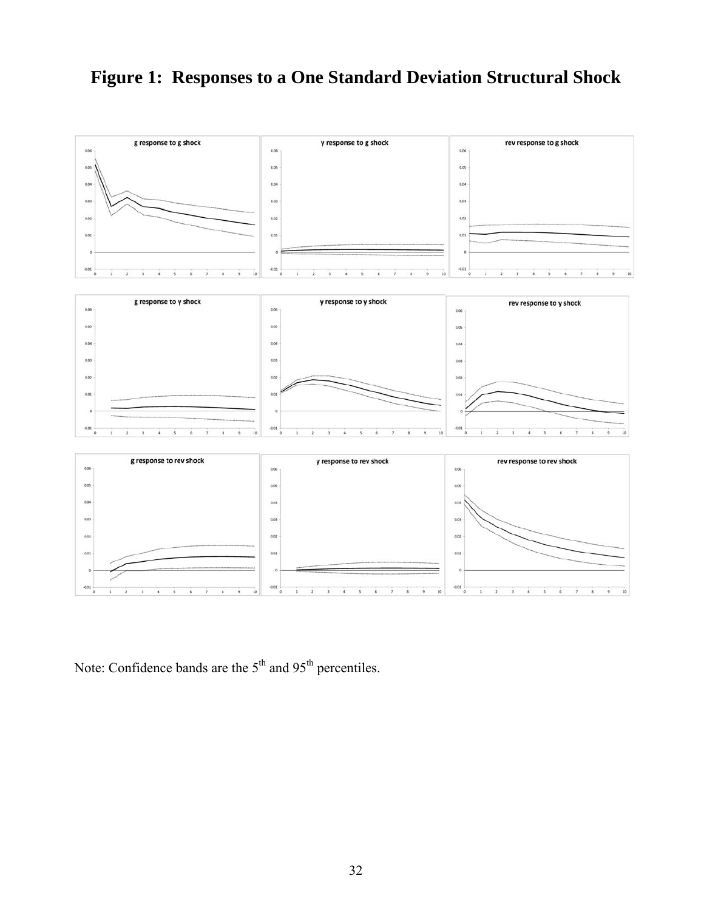# Figure 1: Responses to a One Standard Deviation Structural Shock

Note: Confidence bands are the 5th and 95th percentiles.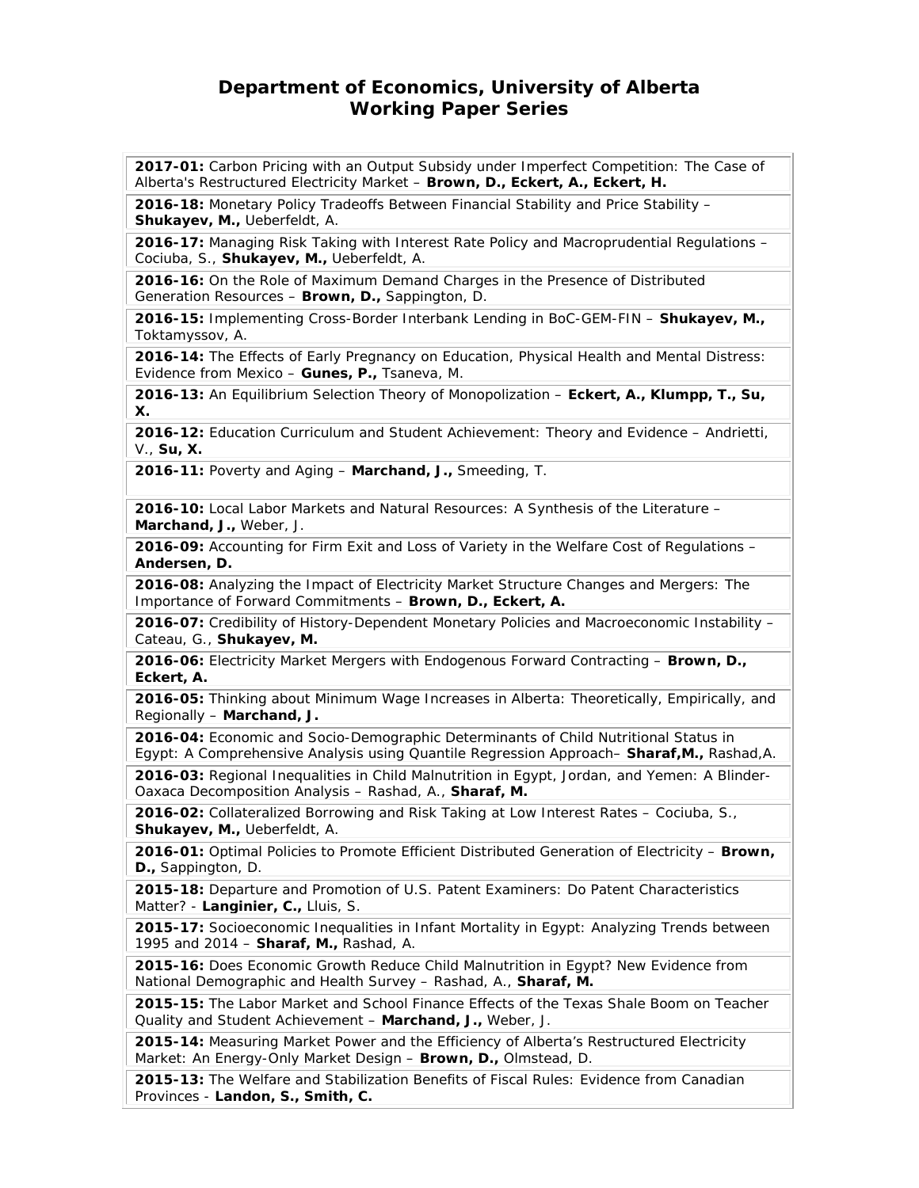# Department of Economics, University of Alberta
## Working Paper Series

**2017-01:** Carbon Pricing with an Output Subsidy under Imperfect Competition: The Case of Alberta's Restructured Electricity Market – **Brown, D., Eckert, A., Eckert, H.**

**2016-18:** Monetary Policy Tradeoffs Between Financial Stability and Price Stability – **Shukayev, M.,** Ueberfeldt, A.

**2016-17:** Managing Risk Taking with Interest Rate Policy and Macroprudential Regulations – Cociuba, S., **Shukayev, M.,** Ueberfeldt, A.

**2016-16:** On the Role of Maximum Demand Charges in the Presence of Distributed Generation Resources – **Brown, D.,** Sappington, D.

**2016-15:** Implementing Cross-Border Interbank Lending in BoC-GEM-FIN – **Shukayev, M.,** Toktamyssov, A.

**2016-14:** The Effects of Early Pregnancy on Education, Physical Health and Mental Distress: Evidence from Mexico – **Gunes, P.,** Tsaneva, M.

**2016-13:** An Equilibrium Selection Theory of Monopolization – **Eckert, A., Klumpp, T., Su, X.**

**2016-12:** Education Curriculum and Student Achievement: Theory and Evidence – Andrietti, V., **Su, X.**

**2016-11:** Poverty and Aging – **Marchand, J.,** Smeeding, T.

**2016-10:** Local Labor Markets and Natural Resources: A Synthesis of the Literature – **Marchand, J.,** Weber, J.

**2016-09:** Accounting for Firm Exit and Loss of Variety in the Welfare Cost of Regulations – **Andersen, D.**

**2016-08:** Analyzing the Impact of Electricity Market Structure Changes and Mergers: The Importance of Forward Commitments – **Brown, D., Eckert, A.**

**2016-07:** Credibility of History-Dependent Monetary Policies and Macroeconomic Instability – Cateau, G., **Shukayev, M.**

**2016-06:** Electricity Market Mergers with Endogenous Forward Contracting – **Brown, D., Eckert, A.**

**2016-05:** Thinking about Minimum Wage Increases in Alberta: Theoretically, Empirically, and Regionally – **Marchand, J.**

**2016-04:** Economic and Socio-Demographic Determinants of Child Nutritional Status in Egypt: A Comprehensive Analysis using Quantile Regression Approach– **Sharaf,M.,** Rashad,A.

**2016-03:** Regional Inequalities in Child Malnutrition in Egypt, Jordan, and Yemen: A Blinder-Oaxaca Decomposition Analysis – Rashad, A., **Sharaf, M.**

**2016-02:** Collateralized Borrowing and Risk Taking at Low Interest Rates – Cociuba, S., **Shukayev, M.,** Ueberfeldt, A.

**2016-01:** Optimal Policies to Promote Efficient Distributed Generation of Electricity – **Brown, D.,** Sappington, D.

**2015-18:** Departure and Promotion of U.S. Patent Examiners: Do Patent Characteristics Matter? - **Langinier, C.,** Lluis, S.

**2015-17:** Socioeconomic Inequalities in Infant Mortality in Egypt: Analyzing Trends between 1995 and 2014 – **Sharaf, M.,** Rashad, A.

**2015-16:** Does Economic Growth Reduce Child Malnutrition in Egypt? New Evidence from National Demographic and Health Survey – Rashad, A., **Sharaf, M.**

**2015-15:** The Labor Market and School Finance Effects of the Texas Shale Boom on Teacher Quality and Student Achievement – **Marchand, J.,** Weber, J.

**2015-14:** Measuring Market Power and the Efficiency of Alberta's Restructured Electricity Market: An Energy-Only Market Design – **Brown, D.,** Olmstead, D.

**2015-13:** The Welfare and Stabilization Benefits of Fiscal Rules: Evidence from Canadian Provinces - **Landon, S., Smith, C.**